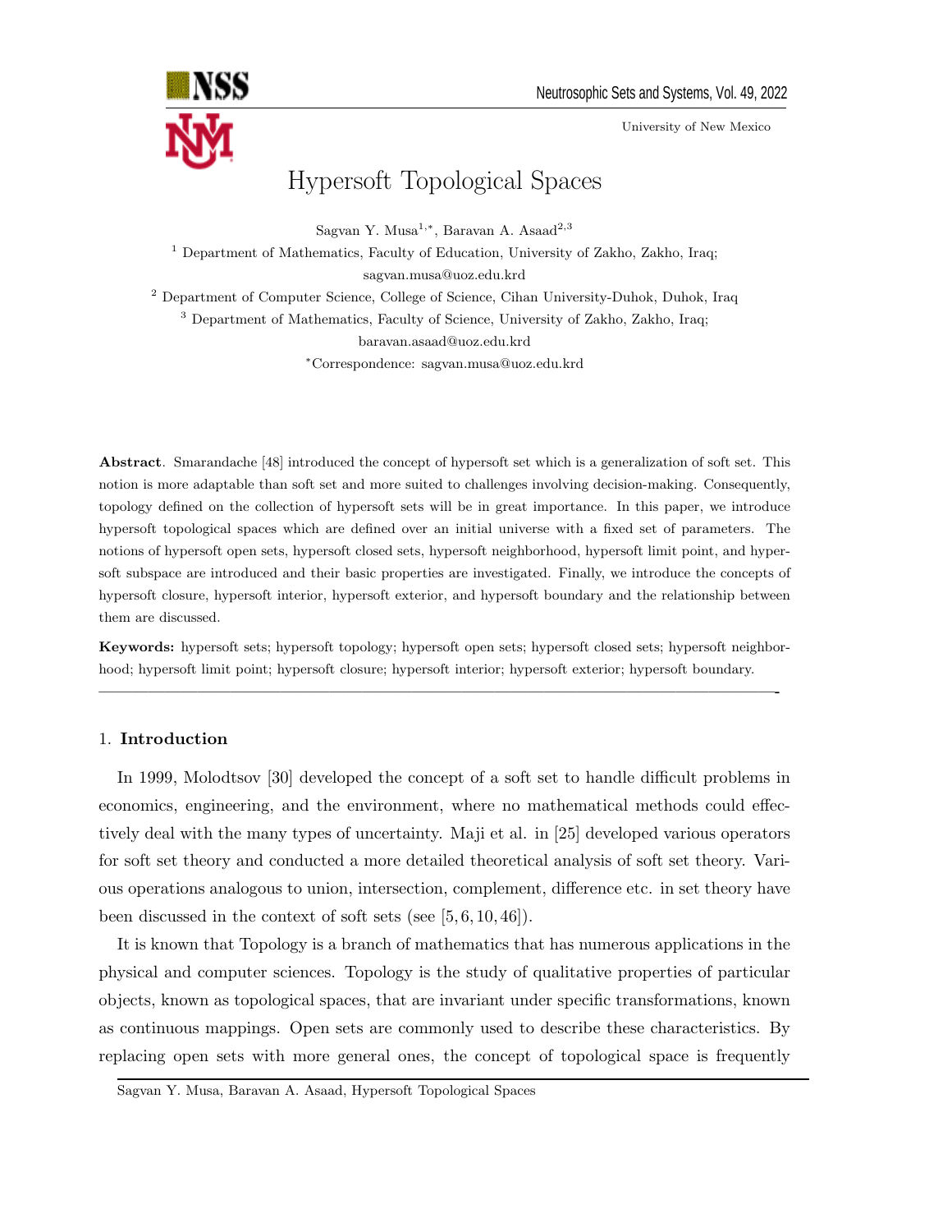# Hypersoft Topological Spaces

Sagvan Y. Musa[1,*], Baravan A. Asaad[2,3]

[1] Department of Mathematics, Faculty of Education, University of Zakho, Zakho, Iraq; sagvan.musa@uoz.edu.krd

[2] Department of Computer Science, College of Science, Cihan University-Duhok, Duhok, Iraq

[3] Department of Mathematics, Faculty of Science, University of Zakho, Zakho, Iraq; baravan.asaad@uoz.edu.krd

[*]Correspondence: sagvan.musa@uoz.edu.krd

**Abstract**. Smarandache [48] introduced the concept of hypersoft set which is a generalization of soft set. This notion is more adaptable than soft set and more suited to challenges involving decision-making. Consequently, topology defined on the collection of hypersoft sets will be in great importance. In this paper, we introduce hypersoft topological spaces which are defined over an initial universe with a fixed set of parameters. The notions of hypersoft open sets, hypersoft closed sets, hypersoft neighborhood, hypersoft limit point, and hypersoft subspace are introduced and their basic properties are investigated. Finally, we introduce the concepts of hypersoft closure, hypersoft interior, hypersoft exterior, and hypersoft boundary and the relationship between them are discussed.

**Keywords:** hypersoft sets; hypersoft topology; hypersoft open sets; hypersoft closed sets; hypersoft neighborhood; hypersoft limit point; hypersoft closure; hypersoft interior; hypersoft exterior; hypersoft boundary.

---

## 1. Introduction

In 1999, Molodtsov [30] developed the concept of a soft set to handle difficult problems in economics, engineering, and the environment, where no mathematical methods could effectively deal with the many types of uncertainty. Maji et al. in [25] developed various operators for soft set theory and conducted a more detailed theoretical analysis of soft set theory. Various operations analogous to union, intersection, complement, difference etc. in set theory have been discussed in the context of soft sets (see [5, 6, 10, 46]).

It is known that Topology is a branch of mathematics that has numerous applications in the physical and computer sciences. Topology is the study of qualitative properties of particular objects, known as topological spaces, that are invariant under specific transformations, known as continuous mappings. Open sets are commonly used to describe these characteristics. By replacing open sets with more general ones, the concept of topological space is frequently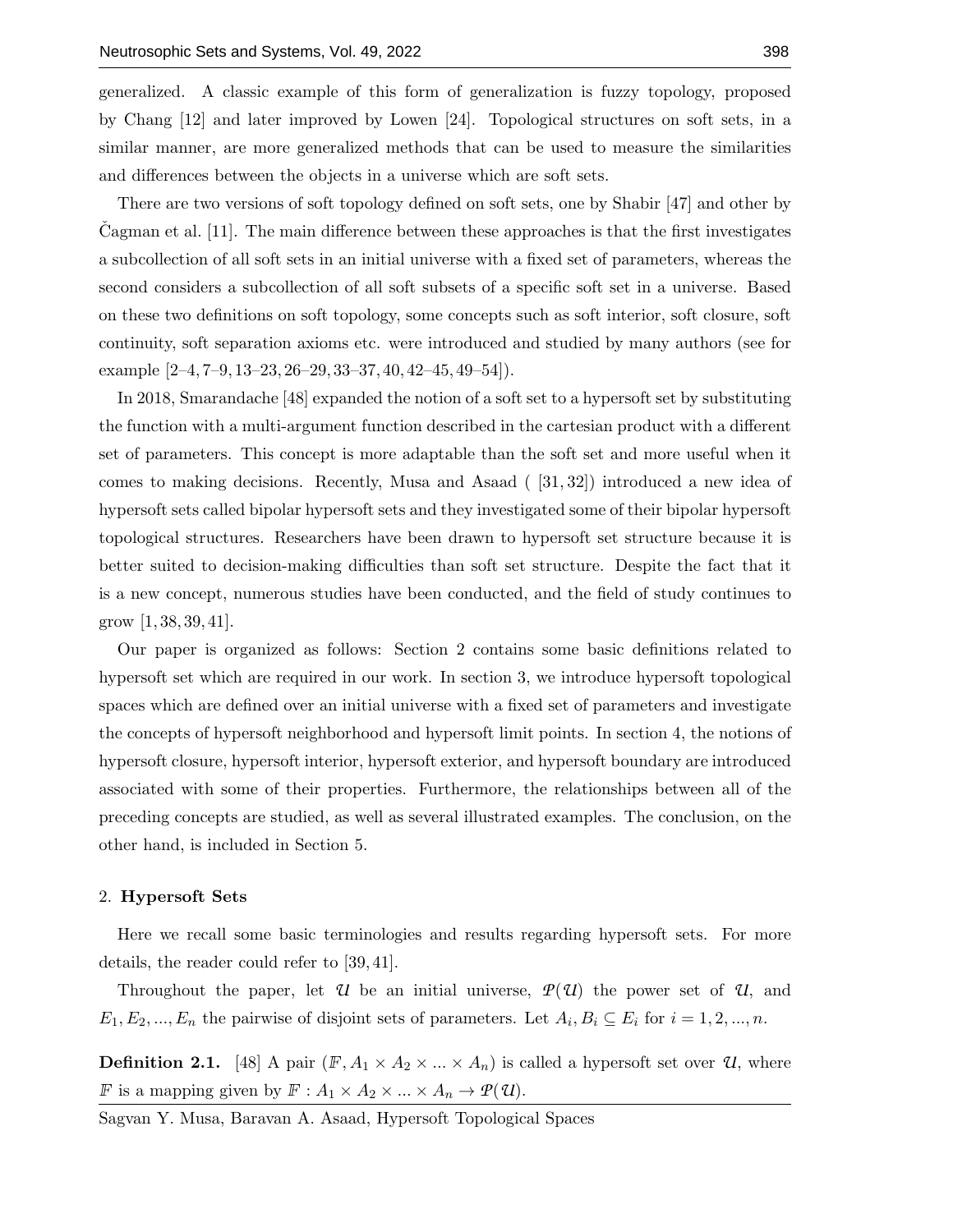generalized. A classic example of this form of generalization is fuzzy topology, proposed by Chang [12] and later improved by Lowen [24]. Topological structures on soft sets, in a similar manner, are more generalized methods that can be used to measure the similarities and differences between the objects in a universe which are soft sets.

There are two versions of soft topology defined on soft sets, one by Shabir [47] and other by Čagman et al. [11]. The main difference between these approaches is that the first investigates a subcollection of all soft sets in an initial universe with a fixed set of parameters, whereas the second considers a subcollection of all soft subsets of a specific soft set in a universe. Based on these two definitions on soft topology, some concepts such as soft interior, soft closure, soft continuity, soft separation axioms etc. were introduced and studied by many authors (see for example [2–4, 7–9, 13–23, 26–29, 33–37, 40, 42–45, 49–54]).

In 2018, Smarandache [48] expanded the notion of a soft set to a hypersoft set by substituting the function with a multi-argument function described in the cartesian product with a different set of parameters. This concept is more adaptable than the soft set and more useful when it comes to making decisions. Recently, Musa and Asaad ( [31, 32]) introduced a new idea of hypersoft sets called bipolar hypersoft sets and they investigated some of their bipolar hypersoft topological structures. Researchers have been drawn to hypersoft set structure because it is better suited to decision-making difficulties than soft set structure. Despite the fact that it is a new concept, numerous studies have been conducted, and the field of study continues to grow [1, 38, 39, 41].

Our paper is organized as follows: Section 2 contains some basic definitions related to hypersoft set which are required in our work. In section 3, we introduce hypersoft topological spaces which are defined over an initial universe with a fixed set of parameters and investigate the concepts of hypersoft neighborhood and hypersoft limit points. In section 4, the notions of hypersoft closure, hypersoft interior, hypersoft exterior, and hypersoft boundary are introduced associated with some of their properties. Furthermore, the relationships between all of the preceding concepts are studied, as well as several illustrated examples. The conclusion, on the other hand, is included in Section 5.

## 2. **Hypersoft Sets**

Here we recall some basic terminologies and results regarding hypersoft sets. For more details, the reader could refer to [39, 41].

Throughout the paper, let $\mathcal{U}$ be an initial universe, $\mathcal{P}(\mathcal{U})$ the power set of $\mathcal{U}$, and $E_1, E_2, ..., E_n$ the pairwise of disjoint sets of parameters. Let $A_i, B_i \subseteq E_i$ for $i = 1, 2, ..., n$.

**Definition 2.1.** [48] A pair $(\mathbb{F}, A_1 \times A_2 \times ... \times A_n)$ is called a hypersoft set over $\mathcal{U}$, where $\mathbb{F}$ is a mapping given by $\mathbb{F} : A_1 \times A_2 \times ... \times A_n \to \mathcal{P}(\mathcal{U})$.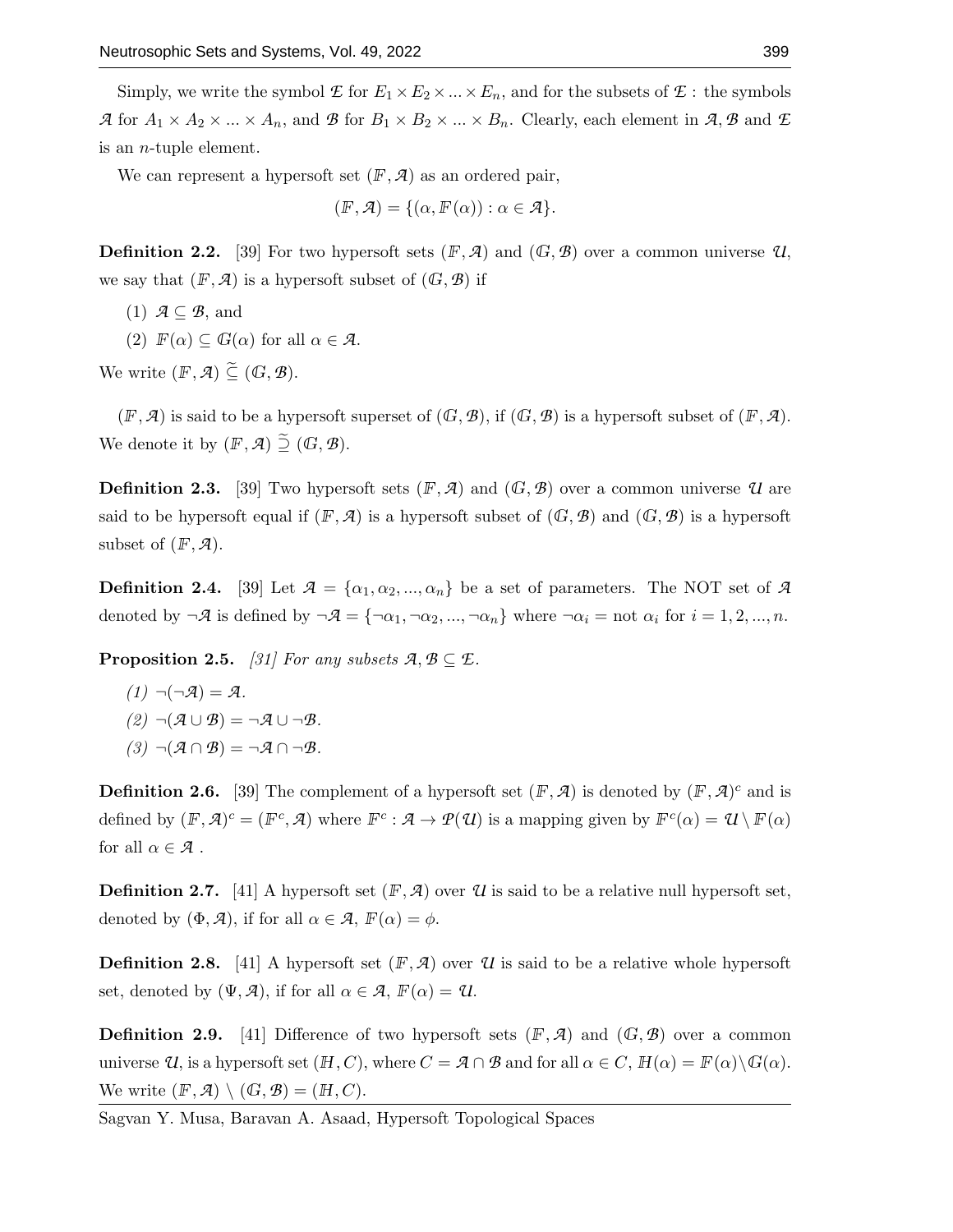Simply, we write the symbol $\mathcal{E}$ for $E_1 \times E_2 \times ... \times E_n$, and for the subsets of $\mathcal{E}$ : the symbols $\mathcal{A}$ for $A_1 \times A_2 \times ... \times A_n$, and $\mathcal{B}$ for $B_1 \times B_2 \times ... \times B_n$. Clearly, each element in $\mathcal{A}, \mathcal{B}$ and $\mathcal{E}$ is an $n$-tuple element.

We can represent a hypersoft set $(\mathbb{F}, \mathcal{A})$ as an ordered pair,

$$(\mathbb{F}, \mathcal{A}) = \{(\alpha, \mathbb{F}(\alpha)) : \alpha \in \mathcal{A}\}.$$

**Definition 2.2.** [39] For two hypersoft sets $(\mathbb{F}, \mathcal{A})$ and $(\mathbb{G}, \mathcal{B})$ over a common universe $\mathcal{U}$, we say that $(\mathbb{F}, \mathcal{A})$ is a hypersoft subset of $(\mathbb{G}, \mathcal{B})$ if

(1) $\mathcal{A} \subseteq \mathcal{B}$, and

(2) $\mathbb{F}(\alpha) \subseteq \mathbb{G}(\alpha)$ for all $\alpha \in \mathcal{A}$.

We write $(\mathbb{F}, \mathcal{A}) \tilde{\subseteq} (\mathbb{G}, \mathcal{B})$.

$(\mathbb{F}, \mathcal{A})$ is said to be a hypersoft superset of $(\mathbb{G}, \mathcal{B})$, if $(\mathbb{G}, \mathcal{B})$ is a hypersoft subset of $(\mathbb{F}, \mathcal{A})$. We denote it by $(\mathbb{F}, \mathcal{A}) \tilde{\supseteq} (\mathbb{G}, \mathcal{B})$.

**Definition 2.3.** [39] Two hypersoft sets $(\mathbb{F}, \mathcal{A})$ and $(\mathbb{G}, \mathcal{B})$ over a common universe $\mathcal{U}$ are said to be hypersoft equal if $(\mathbb{F}, \mathcal{A})$ is a hypersoft subset of $(\mathbb{G}, \mathcal{B})$ and $(\mathbb{G}, \mathcal{B})$ is a hypersoft subset of $(\mathbb{F}, \mathcal{A})$.

**Definition 2.4.** [39] Let $\mathcal{A} = \{\alpha_1, \alpha_2, ..., \alpha_n\}$ be a set of parameters. The NOT set of $\mathcal{A}$ denoted by $\neg\mathcal{A}$ is defined by $\neg\mathcal{A} = \{\neg\alpha_1, \neg\alpha_2, ..., \neg\alpha_n\}$ where $\neg\alpha_i =$ not $\alpha_i$ for $i = 1, 2, ..., n$.

**Proposition 2.5.** *[31] For any subsets $\mathcal{A}, \mathcal{B} \subseteq \mathcal{E}$.*

*(1)* $\neg(\neg\mathcal{A}) = \mathcal{A}$.

*(2)* $\neg(\mathcal{A} \cup \mathcal{B}) = \neg\mathcal{A} \cup \neg\mathcal{B}$.

*(3)* $\neg(\mathcal{A} \cap \mathcal{B}) = \neg\mathcal{A} \cap \neg\mathcal{B}$.

**Definition 2.6.** [39] The complement of a hypersoft set $(\mathbb{F}, \mathcal{A})$ is denoted by $(\mathbb{F}, \mathcal{A})^c$ and is defined by $(\mathbb{F}, \mathcal{A})^c = (\mathbb{F}^c, \mathcal{A})$ where $\mathbb{F}^c : \mathcal{A} \to \mathcal{P}(\mathcal{U})$ is a mapping given by $\mathbb{F}^c(\alpha) = \mathcal{U} \setminus \mathbb{F}(\alpha)$ for all $\alpha \in \mathcal{A}$ .

**Definition 2.7.** [41] A hypersoft set $(\mathbb{F}, \mathcal{A})$ over $\mathcal{U}$ is said to be a relative null hypersoft set, denoted by $(\Phi, \mathcal{A})$, if for all $\alpha \in \mathcal{A}$, $\mathbb{F}(\alpha) = \phi$.

**Definition 2.8.** [41] A hypersoft set $(\mathbb{F}, \mathcal{A})$ over $\mathcal{U}$ is said to be a relative whole hypersoft set, denoted by $(\Psi, \mathcal{A})$, if for all $\alpha \in \mathcal{A}$, $\mathbb{F}(\alpha) = \mathcal{U}$.

**Definition 2.9.** [41] Difference of two hypersoft sets $(\mathbb{F}, \mathcal{A})$ and $(\mathbb{G}, \mathcal{B})$ over a common universe $\mathcal{U}$, is a hypersoft set $(\mathbb{H}, C)$, where $C = \mathcal{A} \cap \mathcal{B}$ and for all $\alpha \in C$, $\mathbb{H}(\alpha) = \mathbb{F}(\alpha) \setminus \mathbb{G}(\alpha)$. We write $(\mathbb{F}, \mathcal{A}) \setminus (\mathbb{G}, \mathcal{B}) = (\mathbb{H}, C)$.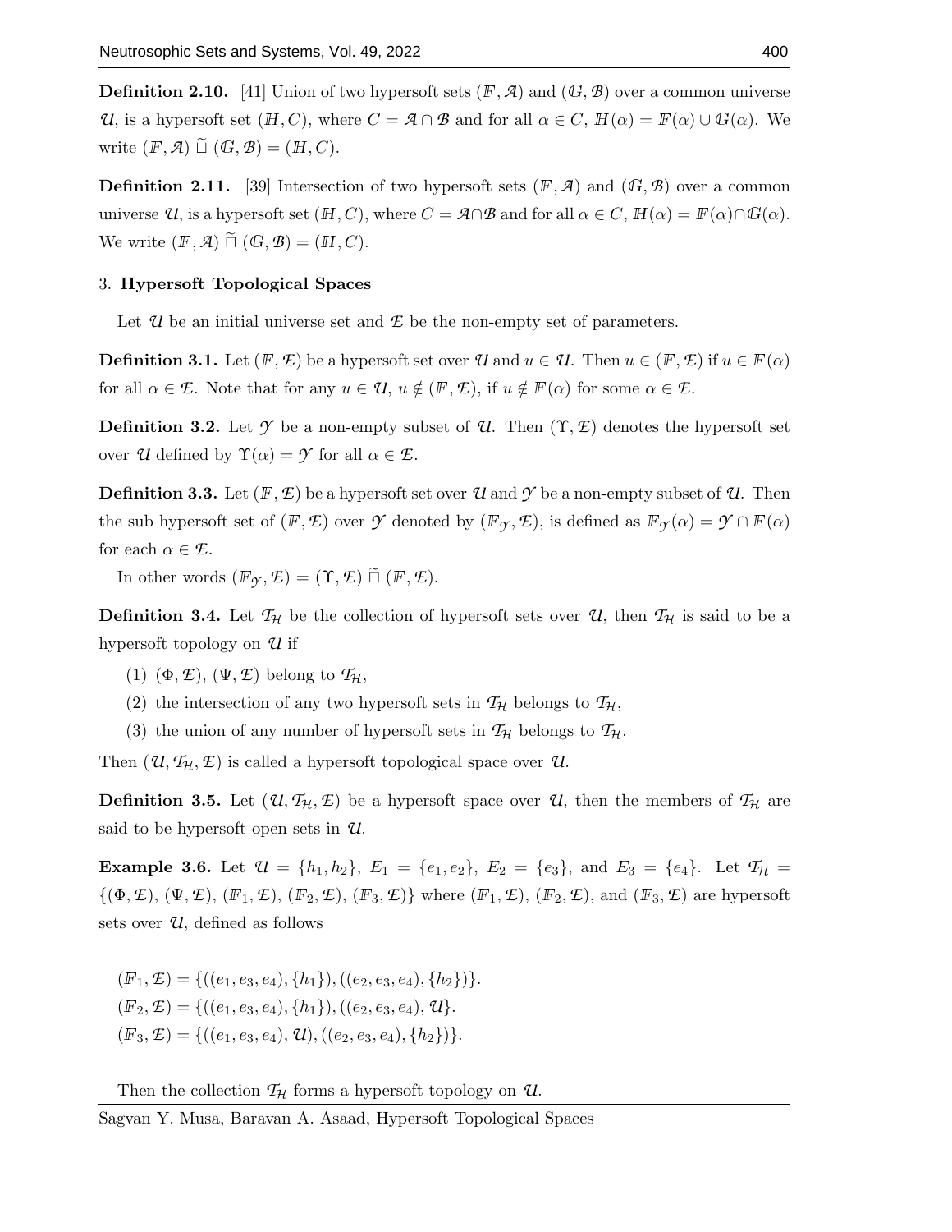**Definition 2.10.** [41] Union of two hypersoft sets $(\mathbb{F}, \mathcal{A})$ and $(\mathbb{G}, \mathcal{B})$ over a common universe $\mathcal{U}$, is a hypersoft set $(\mathbb{H}, C)$, where $C = \mathcal{A} \cap \mathcal{B}$ and for all $\alpha \in C$, $\mathbb{H}(\alpha) = \mathbb{F}(\alpha) \cup \mathbb{G}(\alpha)$. We write $(\mathbb{F}, \mathcal{A}) \mathbin{\widetilde{\sqcup}} (\mathbb{G}, \mathcal{B}) = (\mathbb{H}, C)$.

**Definition 2.11.** [39] Intersection of two hypersoft sets $(\mathbb{F}, \mathcal{A})$ and $(\mathbb{G}, \mathcal{B})$ over a common universe $\mathcal{U}$, is a hypersoft set $(\mathbb{H}, C)$, where $C = \mathcal{A} \cap \mathcal{B}$ and for all $\alpha \in C$, $\mathbb{H}(\alpha) = \mathbb{F}(\alpha) \cap \mathbb{G}(\alpha)$. We write $(\mathbb{F}, \mathcal{A}) \mathbin{\widetilde{\sqcap}} (\mathbb{G}, \mathcal{B}) = (\mathbb{H}, C)$.

## 3. **Hypersoft Topological Spaces**

Let $\mathcal{U}$ be an initial universe set and $\mathcal{E}$ be the non-empty set of parameters.

**Definition 3.1.** Let $(\mathbb{F}, \mathcal{E})$ be a hypersoft set over $\mathcal{U}$ and $u \in \mathcal{U}$. Then $u \in (\mathbb{F}, \mathcal{E})$ if $u \in \mathbb{F}(\alpha)$ for all $\alpha \in \mathcal{E}$. Note that for any $u \in \mathcal{U}$, $u \notin (\mathbb{F}, \mathcal{E})$, if $u \notin \mathbb{F}(\alpha)$ for some $\alpha \in \mathcal{E}$.

**Definition 3.2.** Let $\mathcal{Y}$ be a non-empty subset of $\mathcal{U}$. Then $(\Upsilon, \mathcal{E})$ denotes the hypersoft set over $\mathcal{U}$ defined by $\Upsilon(\alpha) = \mathcal{Y}$ for all $\alpha \in \mathcal{E}$.

**Definition 3.3.** Let $(\mathbb{F}, \mathcal{E})$ be a hypersoft set over $\mathcal{U}$ and $\mathcal{Y}$ be a non-empty subset of $\mathcal{U}$. Then the sub hypersoft set of $(\mathbb{F}, \mathcal{E})$ over $\mathcal{Y}$ denoted by $(\mathbb{F}_{\mathcal{Y}}, \mathcal{E})$, is defined as $\mathbb{F}_{\mathcal{Y}}(\alpha) = \mathcal{Y} \cap \mathbb{F}(\alpha)$ for each $\alpha \in \mathcal{E}$.

In other words $(\mathbb{F}_{\mathcal{Y}}, \mathcal{E}) = (\Upsilon, \mathcal{E}) \mathbin{\widetilde{\sqcap}} (\mathbb{F}, \mathcal{E})$.

**Definition 3.4.** Let $\mathcal{T}_{\mathcal{H}}$ be the collection of hypersoft sets over $\mathcal{U}$, then $\mathcal{T}_{\mathcal{H}}$ is said to be a hypersoft topology on $\mathcal{U}$ if

(1) $(\Phi, \mathcal{E})$, $(\Psi, \mathcal{E})$ belong to $\mathcal{T}_{\mathcal{H}}$,

(2) the intersection of any two hypersoft sets in $\mathcal{T}_{\mathcal{H}}$ belongs to $\mathcal{T}_{\mathcal{H}}$,

(3) the union of any number of hypersoft sets in $\mathcal{T}_{\mathcal{H}}$ belongs to $\mathcal{T}_{\mathcal{H}}$.

Then $(\mathcal{U}, \mathcal{T}_{\mathcal{H}}, \mathcal{E})$ is called a hypersoft topological space over $\mathcal{U}$.

**Definition 3.5.** Let $(\mathcal{U}, \mathcal{T}_{\mathcal{H}}, \mathcal{E})$ be a hypersoft space over $\mathcal{U}$, then the members of $\mathcal{T}_{\mathcal{H}}$ are said to be hypersoft open sets in $\mathcal{U}$.

**Example 3.6.** Let $\mathcal{U} = \{h_1, h_2\}$, $E_1 = \{e_1, e_2\}$, $E_2 = \{e_3\}$, and $E_3 = \{e_4\}$. Let $\mathcal{T}_{\mathcal{H}} = \{(\Phi, \mathcal{E}), (\Psi, \mathcal{E}), (\mathbb{F}_1, \mathcal{E}), (\mathbb{F}_2, \mathcal{E}), (\mathbb{F}_3, \mathcal{E})\}$ where $(\mathbb{F}_1, \mathcal{E})$, $(\mathbb{F}_2, \mathcal{E})$, and $(\mathbb{F}_3, \mathcal{E})$ are hypersoft sets over $\mathcal{U}$, defined as follows

$(\mathbb{F}_1, \mathcal{E}) = \{((e_1, e_3, e_4), \{h_1\}), ((e_2, e_3, e_4), \{h_2\})\}$.

$(\mathbb{F}_2, \mathcal{E}) = \{((e_1, e_3, e_4), \{h_1\}), ((e_2, e_3, e_4), \mathcal{U}\}$.

$(\mathbb{F}_3, \mathcal{E}) = \{((e_1, e_3, e_4), \mathcal{U}), ((e_2, e_3, e_4), \{h_2\})\}$.

Then the collection $\mathcal{T}_{\mathcal{H}}$ forms a hypersoft topology on $\mathcal{U}$.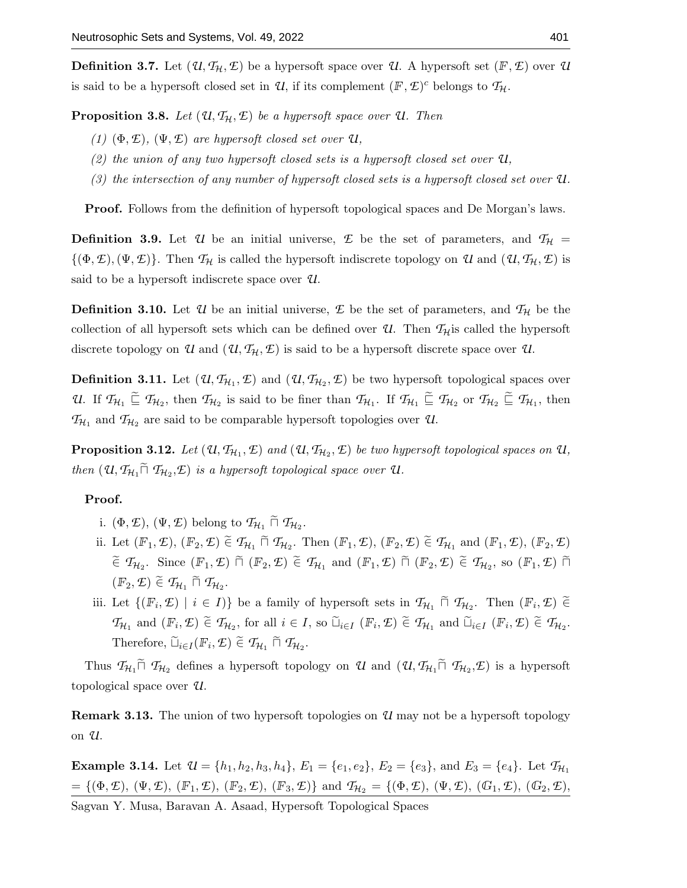**Definition 3.7.** Let $(\mathcal{U}, \mathcal{T}_{\mathcal{H}}, \mathcal{E})$ be a hypersoft space over $\mathcal{U}$. A hypersoft set $(\mathbb{F}, \mathcal{E})$ over $\mathcal{U}$ is said to be a hypersoft closed set in $\mathcal{U}$, if its complement $(\mathbb{F}, \mathcal{E})^c$ belongs to $\mathcal{T}_{\mathcal{H}}$.

**Proposition 3.8.** *Let $(\mathcal{U}, \mathcal{T}_{\mathcal{H}}, \mathcal{E})$ be a hypersoft space over $\mathcal{U}$. Then*

*(1) $(\Phi, \mathcal{E})$, $(\Psi, \mathcal{E})$ are hypersoft closed set over $\mathcal{U}$,*

*(2) the union of any two hypersoft closed sets is a hypersoft closed set over $\mathcal{U}$,*

*(3) the intersection of any number of hypersoft closed sets is a hypersoft closed set over $\mathcal{U}$.*

**Proof.** Follows from the definition of hypersoft topological spaces and De Morgan's laws.

**Definition 3.9.** Let $\mathcal{U}$ be an initial universe, $\mathcal{E}$ be the set of parameters, and $\mathcal{T}_{\mathcal{H}} = \{(\Phi, \mathcal{E}), (\Psi, \mathcal{E})\}$. Then $\mathcal{T}_{\mathcal{H}}$ is called the hypersoft indiscrete topology on $\mathcal{U}$ and $(\mathcal{U}, \mathcal{T}_{\mathcal{H}}, \mathcal{E})$ is said to be a hypersoft indiscrete space over $\mathcal{U}$.

**Definition 3.10.** Let $\mathcal{U}$ be an initial universe, $\mathcal{E}$ be the set of parameters, and $\mathcal{T}_{\mathcal{H}}$ be the collection of all hypersoft sets which can be defined over $\mathcal{U}$. Then $\mathcal{T}_{\mathcal{H}}$is called the hypersoft discrete topology on $\mathcal{U}$ and $(\mathcal{U}, \mathcal{T}_{\mathcal{H}}, \mathcal{E})$ is said to be a hypersoft discrete space over $\mathcal{U}$.

**Definition 3.11.** Let $(\mathcal{U}, \mathcal{T}_{\mathcal{H}_1}, \mathcal{E})$ and $(\mathcal{U}, \mathcal{T}_{\mathcal{H}_2}, \mathcal{E})$ be two hypersoft topological spaces over $\mathcal{U}$. If $\mathcal{T}_{\mathcal{H}_1} \,\widetilde{\sqsubseteq}\, \mathcal{T}_{\mathcal{H}_2}$, then $\mathcal{T}_{\mathcal{H}_2}$ is said to be finer than $\mathcal{T}_{\mathcal{H}_1}$. If $\mathcal{T}_{\mathcal{H}_1} \,\widetilde{\sqsubseteq}\, \mathcal{T}_{\mathcal{H}_2}$ or $\mathcal{T}_{\mathcal{H}_2} \,\widetilde{\sqsubseteq}\, \mathcal{T}_{\mathcal{H}_1}$, then $\mathcal{T}_{\mathcal{H}_1}$ and $\mathcal{T}_{\mathcal{H}_2}$ are said to be comparable hypersoft topologies over $\mathcal{U}$.

**Proposition 3.12.** *Let $(\mathcal{U}, \mathcal{T}_{\mathcal{H}_1}, \mathcal{E})$ and $(\mathcal{U}, \mathcal{T}_{\mathcal{H}_2}, \mathcal{E})$ be two hypersoft topological spaces on $\mathcal{U}$, then $(\mathcal{U}, \mathcal{T}_{\mathcal{H}_1} \widetilde{\sqcap}\, \mathcal{T}_{\mathcal{H}_2}, \mathcal{E})$ is a hypersoft topological space over $\mathcal{U}$.*

**Proof.**

i. $(\Phi, \mathcal{E})$, $(\Psi, \mathcal{E})$ belong to $\mathcal{T}_{\mathcal{H}_1} \,\widetilde{\sqcap}\, \mathcal{T}_{\mathcal{H}_2}$.

ii. Let $(\mathbb{F}_1, \mathcal{E})$, $(\mathbb{F}_2, \mathcal{E}) \,\widetilde{\in}\, \mathcal{T}_{\mathcal{H}_1} \,\widetilde{\sqcap}\, \mathcal{T}_{\mathcal{H}_2}$. Then $(\mathbb{F}_1, \mathcal{E})$, $(\mathbb{F}_2, \mathcal{E}) \,\widetilde{\in}\, \mathcal{T}_{\mathcal{H}_1}$ and $(\mathbb{F}_1, \mathcal{E})$, $(\mathbb{F}_2, \mathcal{E}) \,\widetilde{\in}\, \mathcal{T}_{\mathcal{H}_2}$. Since $(\mathbb{F}_1, \mathcal{E}) \,\widetilde{\sqcap}\, (\mathbb{F}_2, \mathcal{E}) \,\widetilde{\in}\, \mathcal{T}_{\mathcal{H}_1}$ and $(\mathbb{F}_1, \mathcal{E}) \,\widetilde{\sqcap}\, (\mathbb{F}_2, \mathcal{E}) \,\widetilde{\in}\, \mathcal{T}_{\mathcal{H}_2}$, so $(\mathbb{F}_1, \mathcal{E}) \,\widetilde{\sqcap}\, (\mathbb{F}_2, \mathcal{E}) \,\widetilde{\in}\, \mathcal{T}_{\mathcal{H}_1} \,\widetilde{\sqcap}\, \mathcal{T}_{\mathcal{H}_2}$.

iii. Let $\{(\mathbb{F}_i, \mathcal{E}) \mid i \in I)\}$ be a family of hypersoft sets in $\mathcal{T}_{\mathcal{H}_1} \,\widetilde{\sqcap}\, \mathcal{T}_{\mathcal{H}_2}$. Then $(\mathbb{F}_i, \mathcal{E}) \,\widetilde{\in}\, \mathcal{T}_{\mathcal{H}_1}$ and $(\mathbb{F}_i, \mathcal{E}) \,\widetilde{\in}\, \mathcal{T}_{\mathcal{H}_2}$, for all $i \in I$, so $\widetilde{\sqcup}_{i\in I}\, (\mathbb{F}_i, \mathcal{E}) \,\widetilde{\in}\, \mathcal{T}_{\mathcal{H}_1}$ and $\widetilde{\sqcup}_{i\in I}\, (\mathbb{F}_i, \mathcal{E}) \,\widetilde{\in}\, \mathcal{T}_{\mathcal{H}_2}$. Therefore, $\widetilde{\sqcup}_{i\in I}(\mathbb{F}_i, \mathcal{E}) \,\widetilde{\in}\, \mathcal{T}_{\mathcal{H}_1} \,\widetilde{\sqcap}\, \mathcal{T}_{\mathcal{H}_2}$.

Thus $\mathcal{T}_{\mathcal{H}_1} \widetilde{\sqcap}\, \mathcal{T}_{\mathcal{H}_2}$ defines a hypersoft topology on $\mathcal{U}$ and $(\mathcal{U}, \mathcal{T}_{\mathcal{H}_1} \widetilde{\sqcap}\, \mathcal{T}_{\mathcal{H}_2}, \mathcal{E})$ is a hypersoft topological space over $\mathcal{U}$.

**Remark 3.13.** The union of two hypersoft topologies on $\mathcal{U}$ may not be a hypersoft topology on $\mathcal{U}$.

**Example 3.14.** Let $\mathcal{U} = \{h_1, h_2, h_3, h_4\}$, $E_1 = \{e_1, e_2\}$, $E_2 = \{e_3\}$, and $E_3 = \{e_4\}$. Let $\mathcal{T}_{\mathcal{H}_1} = \{(\Phi, \mathcal{E}), (\Psi, \mathcal{E}), (\mathbb{F}_1, \mathcal{E}), (\mathbb{F}_2, \mathcal{E}), (\mathbb{F}_3, \mathcal{E})\}$ and $\mathcal{T}_{\mathcal{H}_2} = \{(\Phi, \mathcal{E}), (\Psi, \mathcal{E}), (\mathbb{G}_1, \mathcal{E}), (\mathbb{G}_2, \mathcal{E}),$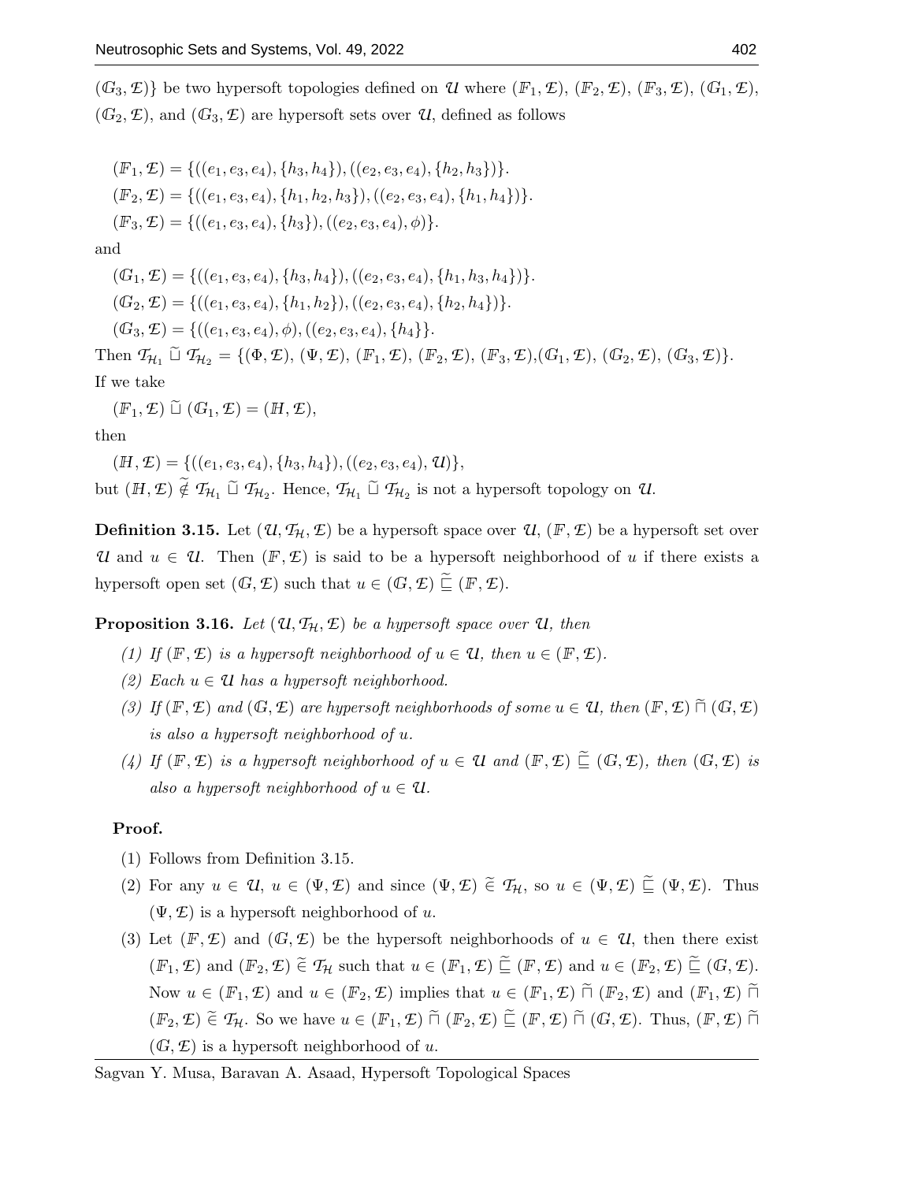$(\mathbb{G}_3, \mathcal{E})\}$ be two hypersoft topologies defined on $\mathcal{U}$ where $(\mathbb{F}_1, \mathcal{E})$, $(\mathbb{F}_2, \mathcal{E})$, $(\mathbb{F}_3, \mathcal{E})$, $(\mathbb{G}_1, \mathcal{E})$, $(\mathbb{G}_2, \mathcal{E})$, and $(\mathbb{G}_3, \mathcal{E})$ are hypersoft sets over $\mathcal{U}$, defined as follows

$(\mathbb{F}_1, \mathcal{E}) = \{((e_1, e_3, e_4), \{h_3, h_4\}), ((e_2, e_3, e_4), \{h_2, h_3\})\}$.

$(\mathbb{F}_2, \mathcal{E}) = \{((e_1, e_3, e_4), \{h_1, h_2, h_3\}), ((e_2, e_3, e_4), \{h_1, h_4\})\}$.

$(\mathbb{F}_3, \mathcal{E}) = \{((e_1, e_3, e_4), \{h_3\}), ((e_2, e_3, e_4), \phi)\}$.

and

$(\mathbb{G}_1, \mathcal{E}) = \{((e_1, e_3, e_4), \{h_3, h_4\}), ((e_2, e_3, e_4), \{h_1, h_3, h_4\})\}$.

$(\mathbb{G}_2, \mathcal{E}) = \{((e_1, e_3, e_4), \{h_1, h_2\}), ((e_2, e_3, e_4), \{h_2, h_4\})\}$.

$(\mathbb{G}_3, \mathcal{E}) = \{((e_1, e_3, e_4), \phi), ((e_2, e_3, e_4), \{h_4\}\}$.

Then $\mathcal{T}_{\mathcal{H}_1} \,\tilde{\sqcup}\, \mathcal{T}_{\mathcal{H}_2} = \{(\Phi, \mathcal{E}), (\Psi, \mathcal{E}), (\mathbb{F}_1, \mathcal{E}), (\mathbb{F}_2, \mathcal{E}), (\mathbb{F}_3, \mathcal{E}), (\mathbb{G}_1, \mathcal{E}), (\mathbb{G}_2, \mathcal{E}), (\mathbb{G}_3, \mathcal{E})\}$.

If we take

$(\mathbb{F}_1, \mathcal{E}) \,\tilde{\sqcup}\, (\mathbb{G}_1, \mathcal{E}) = (\mathbb{H}, \mathcal{E})$,

then

$(\mathbb{H}, \mathcal{E}) = \{((e_1, e_3, e_4), \{h_3, h_4\}), ((e_2, e_3, e_4), \mathcal{U})\}$,

but $(\mathbb{H}, \mathcal{E}) \,\tilde{\notin}\, \mathcal{T}_{\mathcal{H}_1} \,\tilde{\sqcup}\, \mathcal{T}_{\mathcal{H}_2}$. Hence, $\mathcal{T}_{\mathcal{H}_1} \,\tilde{\sqcup}\, \mathcal{T}_{\mathcal{H}_2}$ is not a hypersoft topology on $\mathcal{U}$.

**Definition 3.15.** Let $(\mathcal{U}, \mathcal{T}_{\mathcal{H}}, \mathcal{E})$ be a hypersoft space over $\mathcal{U}$, $(\mathbb{F}, \mathcal{E})$ be a hypersoft set over $\mathcal{U}$ and $u \in \mathcal{U}$. Then $(\mathbb{F}, \mathcal{E})$ is said to be a hypersoft neighborhood of $u$ if there exists a hypersoft open set $(\mathbb{G}, \mathcal{E})$ such that $u \in (\mathbb{G}, \mathcal{E}) \,\tilde{\sqsubseteq}\, (\mathbb{F}, \mathcal{E})$.

**Proposition 3.16.** *Let $(\mathcal{U}, \mathcal{T}_{\mathcal{H}}, \mathcal{E})$ be a hypersoft space over $\mathcal{U}$, then*

1. *If $(\mathbb{F}, \mathcal{E})$ is a hypersoft neighborhood of $u \in \mathcal{U}$, then $u \in (\mathbb{F}, \mathcal{E})$.*
2. *Each $u \in \mathcal{U}$ has a hypersoft neighborhood.*
3. *If $(\mathbb{F}, \mathcal{E})$ and $(\mathbb{G}, \mathcal{E})$ are hypersoft neighborhoods of some $u \in \mathcal{U}$, then $(\mathbb{F}, \mathcal{E}) \,\tilde{\sqcap}\, (\mathbb{G}, \mathcal{E})$ is also a hypersoft neighborhood of $u$.*
4. *If $(\mathbb{F}, \mathcal{E})$ is a hypersoft neighborhood of $u \in \mathcal{U}$ and $(\mathbb{F}, \mathcal{E}) \,\tilde{\sqsubseteq}\, (\mathbb{G}, \mathcal{E})$, then $(\mathbb{G}, \mathcal{E})$ is also a hypersoft neighborhood of $u \in \mathcal{U}$.*

**Proof.**

1. Follows from Definition 3.15.
2. For any $u \in \mathcal{U}$, $u \in (\Psi, \mathcal{E})$ and since $(\Psi, \mathcal{E}) \,\tilde{\in}\, \mathcal{T}_{\mathcal{H}}$, so $u \in (\Psi, \mathcal{E}) \,\tilde{\sqsubseteq}\, (\Psi, \mathcal{E})$. Thus $(\Psi, \mathcal{E})$ is a hypersoft neighborhood of $u$.
3. Let $(\mathbb{F}, \mathcal{E})$ and $(\mathbb{G}, \mathcal{E})$ be the hypersoft neighborhoods of $u \in \mathcal{U}$, then there exist $(\mathbb{F}_1, \mathcal{E})$ and $(\mathbb{F}_2, \mathcal{E}) \,\tilde{\in}\, \mathcal{T}_{\mathcal{H}}$ such that $u \in (\mathbb{F}_1, \mathcal{E}) \,\tilde{\sqsubseteq}\, (\mathbb{F}, \mathcal{E})$ and $u \in (\mathbb{F}_2, \mathcal{E}) \,\tilde{\sqsubseteq}\, (\mathbb{G}, \mathcal{E})$. Now $u \in (\mathbb{F}_1, \mathcal{E})$ and $u \in (\mathbb{F}_2, \mathcal{E})$ implies that $u \in (\mathbb{F}_1, \mathcal{E}) \,\tilde{\sqcap}\, (\mathbb{F}_2, \mathcal{E})$ and $(\mathbb{F}_1, \mathcal{E}) \,\tilde{\sqcap}\, (\mathbb{F}_2, \mathcal{E}) \,\tilde{\in}\, \mathcal{T}_{\mathcal{H}}$. So we have $u \in (\mathbb{F}_1, \mathcal{E}) \,\tilde{\sqcap}\, (\mathbb{F}_2, \mathcal{E}) \,\tilde{\sqsubseteq}\, (\mathbb{F}, \mathcal{E}) \,\tilde{\sqcap}\, (\mathbb{G}, \mathcal{E})$. Thus, $(\mathbb{F}, \mathcal{E}) \,\tilde{\sqcap}\, (\mathbb{G}, \mathcal{E})$ is a hypersoft neighborhood of $u$.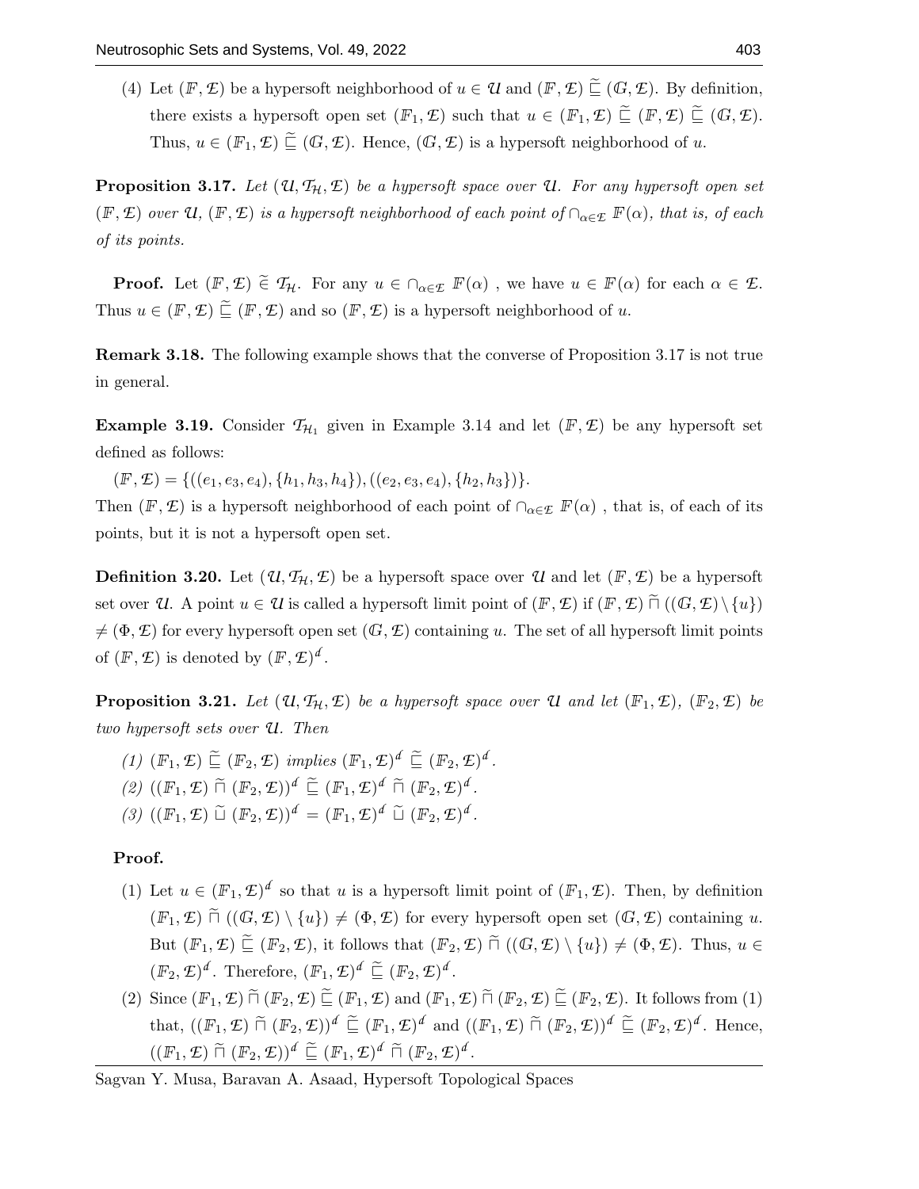(4) Let $(\mathbb{F}, \mathcal{E})$ be a hypersoft neighborhood of $u \in \mathcal{U}$ and $(\mathbb{F}, \mathcal{E}) \tilde{\sqsubseteq} (\mathbb{G}, \mathcal{E})$. By definition, there exists a hypersoft open set $(\mathbb{F}_1, \mathcal{E})$ such that $u \in (\mathbb{F}_1, \mathcal{E}) \tilde{\sqsubseteq} (\mathbb{F}, \mathcal{E}) \tilde{\sqsubseteq} (\mathbb{G}, \mathcal{E})$. Thus, $u \in (\mathbb{F}_1, \mathcal{E}) \tilde{\sqsubseteq} (\mathbb{G}, \mathcal{E})$. Hence, $(\mathbb{G}, \mathcal{E})$ is a hypersoft neighborhood of $u$.

**Proposition 3.17.** *Let $(\mathcal{U}, \mathcal{T}_{\mathcal{H}}, \mathcal{E})$ be a hypersoft space over $\mathcal{U}$. For any hypersoft open set $(\mathbb{F}, \mathcal{E})$ over $\mathcal{U}$, $(\mathbb{F}, \mathcal{E})$ is a hypersoft neighborhood of each point of $\cap_{\alpha \in \mathcal{E}} \mathbb{F}(\alpha)$, that is, of each of its points.*

**Proof.** Let $(\mathbb{F}, \mathcal{E}) \tilde{\in} \mathcal{T}_{\mathcal{H}}$. For any $u \in \cap_{\alpha \in \mathcal{E}} \mathbb{F}(\alpha)$ , we have $u \in \mathbb{F}(\alpha)$ for each $\alpha \in \mathcal{E}$. Thus $u \in (\mathbb{F}, \mathcal{E}) \tilde{\sqsubseteq} (\mathbb{F}, \mathcal{E})$ and so $(\mathbb{F}, \mathcal{E})$ is a hypersoft neighborhood of $u$.

**Remark 3.18.** The following example shows that the converse of Proposition 3.17 is not true in general.

**Example 3.19.** Consider $\mathcal{T}_{\mathcal{H}_1}$ given in Example 3.14 and let $(\mathbb{F}, \mathcal{E})$ be any hypersoft set defined as follows:

$(\mathbb{F}, \mathcal{E}) = \{((e_1, e_3, e_4), \{h_1, h_3, h_4\}), ((e_2, e_3, e_4), \{h_2, h_3\})\}$.

Then $(\mathbb{F}, \mathcal{E})$ is a hypersoft neighborhood of each point of $\cap_{\alpha \in \mathcal{E}} \mathbb{F}(\alpha)$ , that is, of each of its points, but it is not a hypersoft open set.

**Definition 3.20.** Let $(\mathcal{U}, \mathcal{T}_{\mathcal{H}}, \mathcal{E})$ be a hypersoft space over $\mathcal{U}$ and let $(\mathbb{F}, \mathcal{E})$ be a hypersoft set over $\mathcal{U}$. A point $u \in \mathcal{U}$ is called a hypersoft limit point of $(\mathbb{F}, \mathcal{E})$ if $(\mathbb{F}, \mathcal{E}) \tilde{\sqcap} ((\mathbb{G}, \mathcal{E}) \setminus \{u\}) \neq (\Phi, \mathcal{E})$ for every hypersoft open set $(\mathbb{G}, \mathcal{E})$ containing $u$. The set of all hypersoft limit points of $(\mathbb{F}, \mathcal{E})$ is denoted by $(\mathbb{F}, \mathcal{E})^{d}$.

**Proposition 3.21.** *Let $(\mathcal{U}, \mathcal{T}_{\mathcal{H}}, \mathcal{E})$ be a hypersoft space over $\mathcal{U}$ and let $(\mathbb{F}_1, \mathcal{E})$, $(\mathbb{F}_2, \mathcal{E})$ be two hypersoft sets over $\mathcal{U}$. Then*

*(1)* $(\mathbb{F}_1, \mathcal{E}) \tilde{\sqsubseteq} (\mathbb{F}_2, \mathcal{E})$ *implies* $(\mathbb{F}_1, \mathcal{E})^{d} \tilde{\sqsubseteq} (\mathbb{F}_2, \mathcal{E})^{d}$.

*(2)* $((\mathbb{F}_1, \mathcal{E}) \tilde{\sqcap} (\mathbb{F}_2, \mathcal{E}))^{d} \tilde{\sqsubseteq} (\mathbb{F}_1, \mathcal{E})^{d} \tilde{\sqcap} (\mathbb{F}_2, \mathcal{E})^{d}$.

*(3)* $((\mathbb{F}_1, \mathcal{E}) \tilde{\sqcup} (\mathbb{F}_2, \mathcal{E}))^{d} = (\mathbb{F}_1, \mathcal{E})^{d} \tilde{\sqcup} (\mathbb{F}_2, \mathcal{E})^{d}$.

**Proof.**

(1) Let $u \in (\mathbb{F}_1, \mathcal{E})^{d}$ so that $u$ is a hypersoft limit point of $(\mathbb{F}_1, \mathcal{E})$. Then, by definition $(\mathbb{F}_1, \mathcal{E}) \tilde{\sqcap} ((\mathbb{G}, \mathcal{E}) \setminus \{u\}) \neq (\Phi, \mathcal{E})$ for every hypersoft open set $(\mathbb{G}, \mathcal{E})$ containing $u$. But $(\mathbb{F}_1, \mathcal{E}) \tilde{\sqsubseteq} (\mathbb{F}_2, \mathcal{E})$, it follows that $(\mathbb{F}_2, \mathcal{E}) \tilde{\sqcap} ((\mathbb{G}, \mathcal{E}) \setminus \{u\}) \neq (\Phi, \mathcal{E})$. Thus, $u \in (\mathbb{F}_2, \mathcal{E})^{d}$. Therefore, $(\mathbb{F}_1, \mathcal{E})^{d} \tilde{\sqsubseteq} (\mathbb{F}_2, \mathcal{E})^{d}$.

(2) Since $(\mathbb{F}_1, \mathcal{E}) \tilde{\sqcap} (\mathbb{F}_2, \mathcal{E}) \tilde{\sqsubseteq} (\mathbb{F}_1, \mathcal{E})$ and $(\mathbb{F}_1, \mathcal{E}) \tilde{\sqcap} (\mathbb{F}_2, \mathcal{E}) \tilde{\sqsubseteq} (\mathbb{F}_2, \mathcal{E})$. It follows from (1) that, $((\mathbb{F}_1, \mathcal{E}) \tilde{\sqcap} (\mathbb{F}_2, \mathcal{E}))^{d} \tilde{\sqsubseteq} (\mathbb{F}_1, \mathcal{E})^{d}$ and $((\mathbb{F}_1, \mathcal{E}) \tilde{\sqcap} (\mathbb{F}_2, \mathcal{E}))^{d} \tilde{\sqsubseteq} (\mathbb{F}_2, \mathcal{E})^{d}$. Hence, $((\mathbb{F}_1, \mathcal{E}) \tilde{\sqcap} (\mathbb{F}_2, \mathcal{E}))^{d} \tilde{\sqsubseteq} (\mathbb{F}_1, \mathcal{E})^{d} \tilde{\sqcap} (\mathbb{F}_2, \mathcal{E})^{d}$.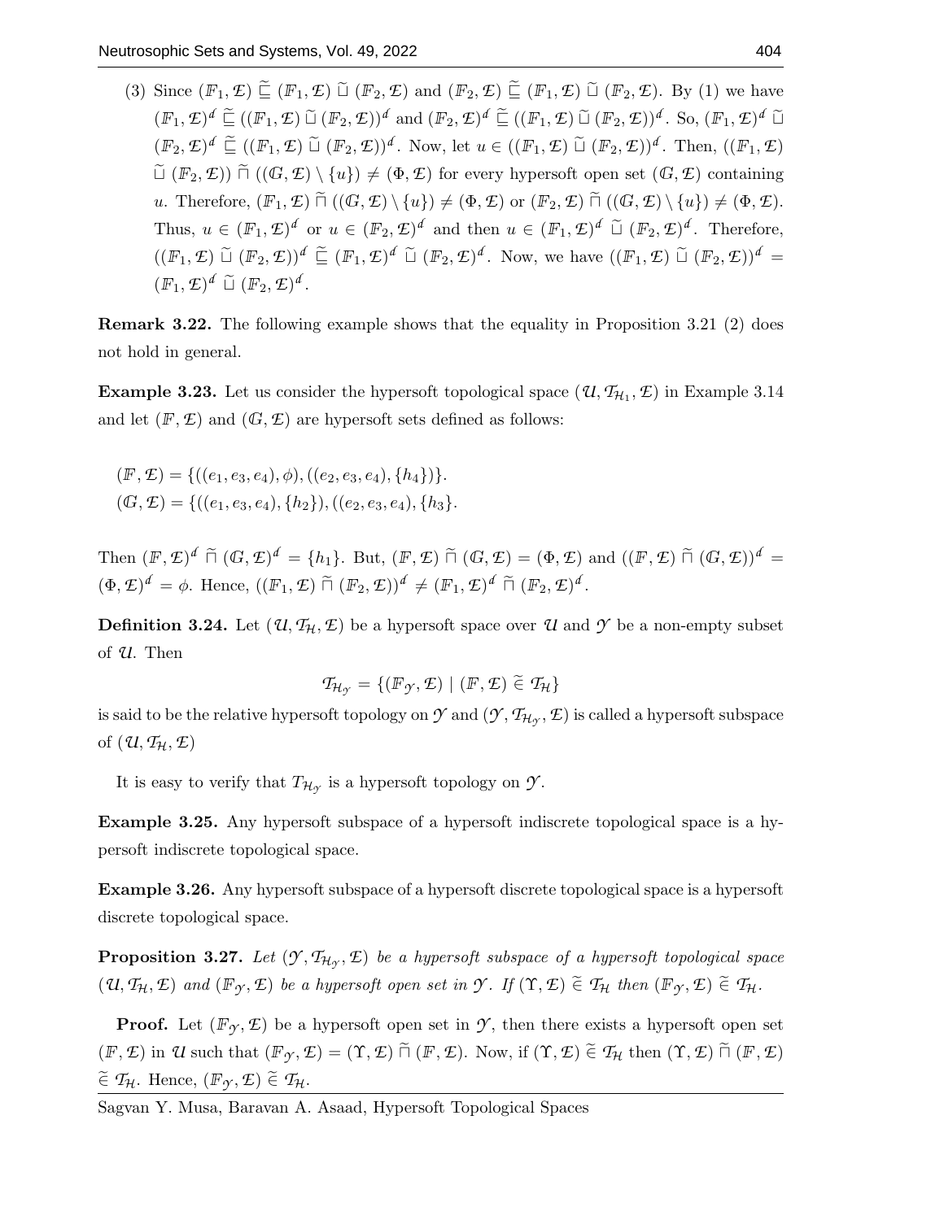(3) Since $(\mathbb{F}_1, \mathcal{E}) \widetilde{\sqsubseteq} (\mathbb{F}_1, \mathcal{E}) \widetilde{\sqcup} (\mathbb{F}_2, \mathcal{E})$ and $(\mathbb{F}_2, \mathcal{E}) \widetilde{\sqsubseteq} (\mathbb{F}_1, \mathcal{E}) \widetilde{\sqcup} (\mathbb{F}_2, \mathcal{E})$. By (1) we have $(\mathbb{F}_1, \mathcal{E})^{d} \widetilde{\sqsubseteq} ((\mathbb{F}_1, \mathcal{E}) \widetilde{\sqcup} (\mathbb{F}_2, \mathcal{E}))^{d}$ and $(\mathbb{F}_2, \mathcal{E})^{d} \widetilde{\sqsubseteq} ((\mathbb{F}_1, \mathcal{E}) \widetilde{\sqcup} (\mathbb{F}_2, \mathcal{E}))^{d}$. So, $(\mathbb{F}_1, \mathcal{E})^{d} \widetilde{\sqcup} (\mathbb{F}_2, \mathcal{E})^{d} \widetilde{\sqsubseteq} ((\mathbb{F}_1, \mathcal{E}) \widetilde{\sqcup} (\mathbb{F}_2, \mathcal{E}))^{d}$. Now, let $u \in ((\mathbb{F}_1, \mathcal{E}) \widetilde{\sqcup} (\mathbb{F}_2, \mathcal{E}))^{d}$. Then, $((\mathbb{F}_1, \mathcal{E}) \widetilde{\sqcup} (\mathbb{F}_2, \mathcal{E})) \widetilde{\sqcap} ((\mathbb{G}, \mathcal{E}) \setminus \{u\}) \neq (\Phi, \mathcal{E})$ for every hypersoft open set $(\mathbb{G}, \mathcal{E})$ containing $u$. Therefore, $(\mathbb{F}_1, \mathcal{E}) \widetilde{\sqcap} ((\mathbb{G}, \mathcal{E}) \setminus \{u\}) \neq (\Phi, \mathcal{E})$ or $(\mathbb{F}_2, \mathcal{E}) \widetilde{\sqcap} ((\mathbb{G}, \mathcal{E}) \setminus \{u\}) \neq (\Phi, \mathcal{E})$. Thus, $u \in (\mathbb{F}_1, \mathcal{E})^{d}$ or $u \in (\mathbb{F}_2, \mathcal{E})^{d}$ and then $u \in (\mathbb{F}_1, \mathcal{E})^{d} \widetilde{\sqcup} (\mathbb{F}_2, \mathcal{E})^{d}$. Therefore, $((\mathbb{F}_1, \mathcal{E}) \widetilde{\sqcup} (\mathbb{F}_2, \mathcal{E}))^{d} \widetilde{\sqsubseteq} (\mathbb{F}_1, \mathcal{E})^{d} \widetilde{\sqcup} (\mathbb{F}_2, \mathcal{E})^{d}$. Now, we have $((\mathbb{F}_1, \mathcal{E}) \widetilde{\sqcup} (\mathbb{F}_2, \mathcal{E}))^{d} = (\mathbb{F}_1, \mathcal{E})^{d} \widetilde{\sqcup} (\mathbb{F}_2, \mathcal{E})^{d}$.

**Remark 3.22.** The following example shows that the equality in Proposition 3.21 (2) does not hold in general.

**Example 3.23.** Let us consider the hypersoft topological space $(\mathcal{U}, \mathcal{T}_{\mathcal{H}_1}, \mathcal{E})$ in Example 3.14 and let $(\mathbb{F}, \mathcal{E})$ and $(\mathbb{G}, \mathcal{E})$ are hypersoft sets defined as follows:

$(\mathbb{F}, \mathcal{E}) = \{((e_1, e_3, e_4), \phi), ((e_2, e_3, e_4), \{h_4\})\}$.
$(\mathbb{G}, \mathcal{E}) = \{((e_1, e_3, e_4), \{h_2\}), ((e_2, e_3, e_4), \{h_3\}$.

Then $(\mathbb{F}, \mathcal{E})^{d} \widetilde{\sqcap} (\mathbb{G}, \mathcal{E})^{d} = \{h_1\}$. But, $(\mathbb{F}, \mathcal{E}) \widetilde{\sqcap} (\mathbb{G}, \mathcal{E}) = (\Phi, \mathcal{E})$ and $((\mathbb{F}, \mathcal{E}) \widetilde{\sqcap} (\mathbb{G}, \mathcal{E}))^{d} = (\Phi, \mathcal{E})^{d} = \phi$. Hence, $((\mathbb{F}_1, \mathcal{E}) \widetilde{\sqcap} (\mathbb{F}_2, \mathcal{E}))^{d} \neq (\mathbb{F}_1, \mathcal{E})^{d} \widetilde{\sqcap} (\mathbb{F}_2, \mathcal{E})^{d}$.

**Definition 3.24.** Let $(\mathcal{U}, \mathcal{T}_{\mathcal{H}}, \mathcal{E})$ be a hypersoft space over $\mathcal{U}$ and $\mathcal{Y}$ be a non-empty subset of $\mathcal{U}$. Then

$$\mathcal{T}_{\mathcal{H}_{\mathcal{Y}}} = \{(\mathbb{F}_{\mathcal{Y}}, \mathcal{E}) \mid (\mathbb{F}, \mathcal{E}) \widetilde{\in} \mathcal{T}_{\mathcal{H}}\}$$

is said to be the relative hypersoft topology on $\mathcal{Y}$ and $(\mathcal{Y}, \mathcal{T}_{\mathcal{H}_{\mathcal{Y}}}, \mathcal{E})$ is called a hypersoft subspace of $(\mathcal{U}, \mathcal{T}_{\mathcal{H}}, \mathcal{E})$

It is easy to verify that $T_{\mathcal{H}_{\mathcal{Y}}}$ is a hypersoft topology on $\mathcal{Y}$.

**Example 3.25.** Any hypersoft subspace of a hypersoft indiscrete topological space is a hypersoft indiscrete topological space.

**Example 3.26.** Any hypersoft subspace of a hypersoft discrete topological space is a hypersoft discrete topological space.

**Proposition 3.27.** *Let $(\mathcal{Y}, \mathcal{T}_{\mathcal{H}_{\mathcal{Y}}}, \mathcal{E})$ be a hypersoft subspace of a hypersoft topological space $(\mathcal{U}, \mathcal{T}_{\mathcal{H}}, \mathcal{E})$ and $(\mathbb{F}_{\mathcal{Y}}, \mathcal{E})$ be a hypersoft open set in $\mathcal{Y}$. If $(\Upsilon, \mathcal{E}) \widetilde{\in} \mathcal{T}_{\mathcal{H}}$ then $(\mathbb{F}_{\mathcal{Y}}, \mathcal{E}) \widetilde{\in} \mathcal{T}_{\mathcal{H}}$.*

**Proof.** Let $(\mathbb{F}_{\mathcal{Y}}, \mathcal{E})$ be a hypersoft open set in $\mathcal{Y}$, then there exists a hypersoft open set $(\mathbb{F}, \mathcal{E})$ in $\mathcal{U}$ such that $(\mathbb{F}_{\mathcal{Y}}, \mathcal{E}) = (\Upsilon, \mathcal{E}) \widetilde{\sqcap} (\mathbb{F}, \mathcal{E})$. Now, if $(\Upsilon, \mathcal{E}) \widetilde{\in} \mathcal{T}_{\mathcal{H}}$ then $(\Upsilon, \mathcal{E}) \widetilde{\sqcap} (\mathbb{F}, \mathcal{E}) \widetilde{\in} \mathcal{T}_{\mathcal{H}}$. Hence, $(\mathbb{F}_{\mathcal{Y}}, \mathcal{E}) \widetilde{\in} \mathcal{T}_{\mathcal{H}}$.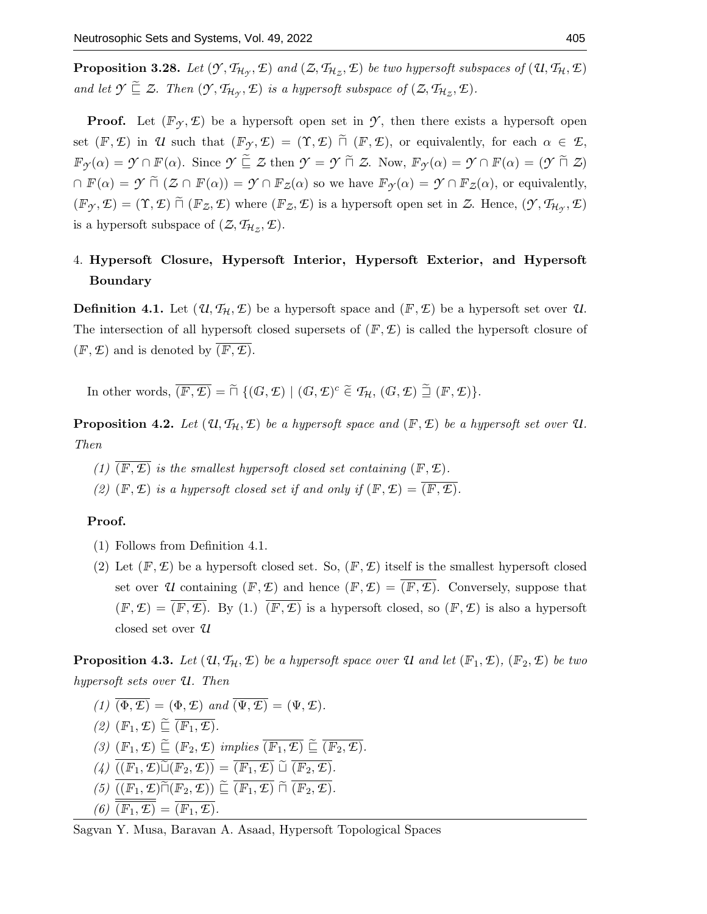**Proposition 3.28.** *Let $(\mathcal{Y}, \mathcal{T}_{\mathcal{H}_\mathcal{Y}}, \mathcal{E})$ and $(\mathcal{Z}, \mathcal{T}_{\mathcal{H}_\mathcal{Z}}, \mathcal{E})$ be two hypersoft subspaces of $(\mathcal{U}, \mathcal{T}_\mathcal{H}, \mathcal{E})$ and let $\mathcal{Y} \,\widetilde{\sqsubseteq}\, \mathcal{Z}$. Then $(\mathcal{Y}, \mathcal{T}_{\mathcal{H}_\mathcal{Y}}, \mathcal{E})$ is a hypersoft subspace of $(\mathcal{Z}, \mathcal{T}_{\mathcal{H}_\mathcal{Z}}, \mathcal{E})$.*

**Proof.** Let $(\mathbb{F}_\mathcal{Y}, \mathcal{E})$ be a hypersoft open set in $\mathcal{Y}$, then there exists a hypersoft open set $(\mathbb{F}, \mathcal{E})$ in $\mathcal{U}$ such that $(\mathbb{F}_\mathcal{Y}, \mathcal{E}) = (\Upsilon, \mathcal{E}) \,\widetilde{\sqcap}\, (\mathbb{F}, \mathcal{E})$, or equivalently, for each $\alpha \in \mathcal{E}$, $\mathbb{F}_\mathcal{Y}(\alpha) = \mathcal{Y} \cap \mathbb{F}(\alpha)$. Since $\mathcal{Y} \,\widetilde{\sqsubseteq}\, \mathcal{Z}$ then $\mathcal{Y} = \mathcal{Y} \,\widetilde{\sqcap}\, \mathcal{Z}$. Now, $\mathbb{F}_\mathcal{Y}(\alpha) = \mathcal{Y} \cap \mathbb{F}(\alpha) = (\mathcal{Y} \,\widetilde{\sqcap}\, \mathcal{Z}) \cap \mathbb{F}(\alpha) = \mathcal{Y} \,\widetilde{\sqcap}\, (\mathcal{Z} \cap \mathbb{F}(\alpha)) = \mathcal{Y} \cap \mathbb{F}_\mathcal{Z}(\alpha)$ so we have $\mathbb{F}_\mathcal{Y}(\alpha) = \mathcal{Y} \cap \mathbb{F}_\mathcal{Z}(\alpha)$, or equivalently, $(\mathbb{F}_\mathcal{Y}, \mathcal{E}) = (\Upsilon, \mathcal{E}) \,\widetilde{\sqcap}\, (\mathbb{F}_\mathcal{Z}, \mathcal{E})$ where $(\mathbb{F}_\mathcal{Z}, \mathcal{E})$ is a hypersoft open set in $\mathcal{Z}$. Hence, $(\mathcal{Y}, \mathcal{T}_{\mathcal{H}_\mathcal{Y}}, \mathcal{E})$ is a hypersoft subspace of $(\mathcal{Z}, \mathcal{T}_{\mathcal{H}_\mathcal{Z}}, \mathcal{E})$.

## 4. Hypersoft Closure, Hypersoft Interior, Hypersoft Exterior, and Hypersoft Boundary

**Definition 4.1.** Let $(\mathcal{U}, \mathcal{T}_\mathcal{H}, \mathcal{E})$ be a hypersoft space and $(\mathbb{F}, \mathcal{E})$ be a hypersoft set over $\mathcal{U}$. The intersection of all hypersoft closed supersets of $(\mathbb{F}, \mathcal{E})$ is called the hypersoft closure of $(\mathbb{F}, \mathcal{E})$ and is denoted by $\overline{(\mathbb{F}, \mathcal{E})}$.

In other words, $\overline{(\mathbb{F}, \mathcal{E})} = \widetilde{\sqcap} \, \{(\mathbb{G}, \mathcal{E}) \mid (\mathbb{G}, \mathcal{E})^c \,\widetilde{\in}\, \mathcal{T}_\mathcal{H}, \, (\mathbb{G}, \mathcal{E}) \,\widetilde{\sqsupseteq}\, (\mathbb{F}, \mathcal{E})\}$.

**Proposition 4.2.** *Let $(\mathcal{U}, \mathcal{T}_\mathcal{H}, \mathcal{E})$ be a hypersoft space and $(\mathbb{F}, \mathcal{E})$ be a hypersoft set over $\mathcal{U}$. Then*

*(1) $\overline{(\mathbb{F}, \mathcal{E})}$ is the smallest hypersoft closed set containing $(\mathbb{F}, \mathcal{E})$.*
*(2) $(\mathbb{F}, \mathcal{E})$ is a hypersoft closed set if and only if $(\mathbb{F}, \mathcal{E}) = \overline{(\mathbb{F}, \mathcal{E})}$.*

**Proof.**

(1) Follows from Definition 4.1.
(2) Let $(\mathbb{F}, \mathcal{E})$ be a hypersoft closed set. So, $(\mathbb{F}, \mathcal{E})$ itself is the smallest hypersoft closed set over $\mathcal{U}$ containing $(\mathbb{F}, \mathcal{E})$ and hence $(\mathbb{F}, \mathcal{E}) = \overline{(\mathbb{F}, \mathcal{E})}$. Conversely, suppose that $(\mathbb{F}, \mathcal{E}) = \overline{(\mathbb{F}, \mathcal{E})}$. By (1.) $\overline{(\mathbb{F}, \mathcal{E})}$ is a hypersoft closed, so $(\mathbb{F}, \mathcal{E})$ is also a hypersoft closed set over $\mathcal{U}$

**Proposition 4.3.** *Let $(\mathcal{U}, \mathcal{T}_\mathcal{H}, \mathcal{E})$ be a hypersoft space over $\mathcal{U}$ and let $(\mathbb{F}_1, \mathcal{E})$, $(\mathbb{F}_2, \mathcal{E})$ be two hypersoft sets over $\mathcal{U}$. Then*

*(1) $\overline{(\Phi, \mathcal{E})} = (\Phi, \mathcal{E})$ and $\overline{(\Psi, \mathcal{E})} = (\Psi, \mathcal{E})$.*
*(2) $(\mathbb{F}_1, \mathcal{E}) \,\widetilde{\sqsubseteq}\, \overline{(\mathbb{F}_1, \mathcal{E})}$.*
*(3) $(\mathbb{F}_1, \mathcal{E}) \,\widetilde{\sqsubseteq}\, (\mathbb{F}_2, \mathcal{E})$ implies $\overline{(\mathbb{F}_1, \mathcal{E})} \,\widetilde{\sqsubseteq}\, \overline{(\mathbb{F}_2, \mathcal{E})}$.*
*(4) $\overline{((\mathbb{F}_1, \mathcal{E}) \widetilde{\sqcup} (\mathbb{F}_2, \mathcal{E}))} = \overline{(\mathbb{F}_1, \mathcal{E})} \,\widetilde{\sqcup}\, \overline{(\mathbb{F}_2, \mathcal{E})}$.*
*(5) $\overline{((\mathbb{F}_1, \mathcal{E}) \widetilde{\sqcap} (\mathbb{F}_2, \mathcal{E}))} \,\widetilde{\sqsubseteq}\, \overline{(\mathbb{F}_1, \mathcal{E})} \,\widetilde{\sqcap}\, \overline{(\mathbb{F}_2, \mathcal{E})}$.*
*(6) $\overline{\overline{(\mathbb{F}_1, \mathcal{E})}} = \overline{(\mathbb{F}_1, \mathcal{E})}$.*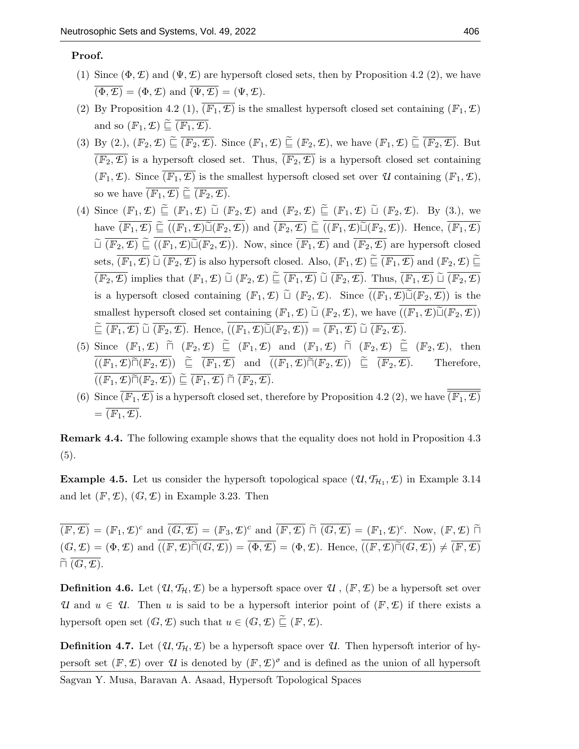**Proof.**

(1) Since $(\Phi, \mathcal{E})$ and $(\Psi, \mathcal{E})$ are hypersoft closed sets, then by Proposition 4.2 (2), we have $\overline{(\Phi, \mathcal{E})} = (\Phi, \mathcal{E})$ and $\overline{(\Psi, \mathcal{E})} = (\Psi, \mathcal{E})$.

(2) By Proposition 4.2 (1), $\overline{(\mathbb{F}_1, \mathcal{E})}$ is the smallest hypersoft closed set containing $(\mathbb{F}_1, \mathcal{E})$ and so $(\mathbb{F}_1, \mathcal{E}) \mathrel{\widetilde{\sqsubseteq}} \overline{(\mathbb{F}_1, \mathcal{E})}$.

(3) By (2.), $(\mathbb{F}_2, \mathcal{E}) \mathrel{\widetilde{\sqsubseteq}} \overline{(\mathbb{F}_2, \mathcal{E})}$. Since $(\mathbb{F}_1, \mathcal{E}) \mathrel{\widetilde{\sqsubseteq}} (\mathbb{F}_2, \mathcal{E})$, we have $(\mathbb{F}_1, \mathcal{E}) \mathrel{\widetilde{\sqsubseteq}} \overline{(\mathbb{F}_2, \mathcal{E})}$. But $\overline{(\mathbb{F}_2, \mathcal{E})}$ is a hypersoft closed set. Thus, $\overline{(\mathbb{F}_2, \mathcal{E})}$ is a hypersoft closed set containing $(\mathbb{F}_1, \mathcal{E})$. Since $\overline{(\mathbb{F}_1, \mathcal{E})}$ is the smallest hypersoft closed set over $\mathcal{U}$ containing $(\mathbb{F}_1, \mathcal{E})$, so we have $\overline{(\mathbb{F}_1, \mathcal{E})} \mathrel{\widetilde{\sqsubseteq}} \overline{(\mathbb{F}_2, \mathcal{E})}$.

(4) Since $(\mathbb{F}_1, \mathcal{E}) \mathrel{\widetilde{\sqsubseteq}} (\mathbb{F}_1, \mathcal{E}) \mathrel{\widetilde{\sqcup}} (\mathbb{F}_2, \mathcal{E})$ and $(\mathbb{F}_2, \mathcal{E}) \mathrel{\widetilde{\sqsubseteq}} (\mathbb{F}_1, \mathcal{E}) \mathrel{\widetilde{\sqcup}} (\mathbb{F}_2, \mathcal{E})$. By (3.), we have $\overline{(\mathbb{F}_1, \mathcal{E})} \mathrel{\widetilde{\sqsubseteq}} \overline{((\mathbb{F}_1, \mathcal{E}) \widetilde{\sqcup} (\mathbb{F}_2, \mathcal{E}))}$ and $\overline{(\mathbb{F}_2, \mathcal{E})} \mathrel{\widetilde{\sqsubseteq}} \overline{((\mathbb{F}_1, \mathcal{E}) \widetilde{\sqcup} (\mathbb{F}_2, \mathcal{E}))}$. Hence, $\overline{(\mathbb{F}_1, \mathcal{E})} \mathrel{\widetilde{\sqcup}} \overline{(\mathbb{F}_2, \mathcal{E})} \mathrel{\widetilde{\sqsubseteq}} \overline{((\mathbb{F}_1, \mathcal{E}) \widetilde{\sqcup} (\mathbb{F}_2, \mathcal{E}))}$. Now, since $\overline{(\mathbb{F}_1, \mathcal{E})}$ and $\overline{(\mathbb{F}_2, \mathcal{E})}$ are hypersoft closed sets, $\overline{(\mathbb{F}_1, \mathcal{E})} \mathrel{\widetilde{\sqcup}} \overline{(\mathbb{F}_2, \mathcal{E})}$ is also hypersoft closed. Also, $(\mathbb{F}_1, \mathcal{E}) \mathrel{\widetilde{\sqsubseteq}} \overline{(\mathbb{F}_1, \mathcal{E})}$ and $(\mathbb{F}_2, \mathcal{E}) \mathrel{\widetilde{\sqsubseteq}} \overline{(\mathbb{F}_2, \mathcal{E})}$ implies that $(\mathbb{F}_1, \mathcal{E}) \mathrel{\widetilde{\sqcup}} (\mathbb{F}_2, \mathcal{E}) \mathrel{\widetilde{\sqsubseteq}} \overline{(\mathbb{F}_1, \mathcal{E})} \mathrel{\widetilde{\sqcup}} \overline{(\mathbb{F}_2, \mathcal{E})}$. Thus, $\overline{(\mathbb{F}_1, \mathcal{E})} \mathrel{\widetilde{\sqcup}} \overline{(\mathbb{F}_2, \mathcal{E})}$ is a hypersoft closed containing $(\mathbb{F}_1, \mathcal{E}) \mathrel{\widetilde{\sqcup}} (\mathbb{F}_2, \mathcal{E})$. Since $\overline{((\mathbb{F}_1, \mathcal{E}) \widetilde{\sqcup} (\mathbb{F}_2, \mathcal{E}))}$ is the smallest hypersoft closed set containing $(\mathbb{F}_1, \mathcal{E}) \mathrel{\widetilde{\sqcup}} (\mathbb{F}_2, \mathcal{E})$, we have $\overline{((\mathbb{F}_1, \mathcal{E}) \widetilde{\sqcup} (\mathbb{F}_2, \mathcal{E}))} \mathrel{\widetilde{\sqsubseteq}} \overline{(\mathbb{F}_1, \mathcal{E})} \mathrel{\widetilde{\sqcup}} \overline{(\mathbb{F}_2, \mathcal{E})}$. Hence, $\overline{((\mathbb{F}_1, \mathcal{E}) \widetilde{\sqcup} (\mathbb{F}_2, \mathcal{E}))} = \overline{(\mathbb{F}_1, \mathcal{E})} \mathrel{\widetilde{\sqcup}} \overline{(\mathbb{F}_2, \mathcal{E})}$.

(5) Since $(\mathbb{F}_1, \mathcal{E}) \mathrel{\widetilde{\sqcap}} (\mathbb{F}_2, \mathcal{E}) \mathrel{\widetilde{\sqsubseteq}} (\mathbb{F}_1, \mathcal{E})$ and $(\mathbb{F}_1, \mathcal{E}) \mathrel{\widetilde{\sqcap}} (\mathbb{F}_2, \mathcal{E}) \mathrel{\widetilde{\sqsubseteq}} (\mathbb{F}_2, \mathcal{E})$, then $\overline{((\mathbb{F}_1, \mathcal{E}) \widetilde{\sqcap} (\mathbb{F}_2, \mathcal{E}))} \mathrel{\widetilde{\sqsubseteq}} \overline{(\mathbb{F}_1, \mathcal{E})}$ and $\overline{((\mathbb{F}_1, \mathcal{E}) \widetilde{\sqcap} (\mathbb{F}_2, \mathcal{E}))} \mathrel{\widetilde{\sqsubseteq}} \overline{(\mathbb{F}_2, \mathcal{E})}$. Therefore, $\overline{((\mathbb{F}_1, \mathcal{E}) \widetilde{\sqcap} (\mathbb{F}_2, \mathcal{E}))} \mathrel{\widetilde{\sqsubseteq}} \overline{(\mathbb{F}_1, \mathcal{E})} \mathrel{\widetilde{\sqcap}} \overline{(\mathbb{F}_2, \mathcal{E})}$.

(6) Since $\overline{(\mathbb{F}_1, \mathcal{E})}$ is a hypersoft closed set, therefore by Proposition 4.2 (2), we have $\overline{\overline{(\mathbb{F}_1, \mathcal{E})}} = \overline{(\mathbb{F}_1, \mathcal{E})}$.

**Remark 4.4.** The following example shows that the equality does not hold in Proposition 4.3 (5).

**Example 4.5.** Let us consider the hypersoft topological space $(\mathcal{U}, \mathcal{T}_{\mathcal{H}_1}, \mathcal{E})$ in Example 3.14 and let $(\mathbb{F}, \mathcal{E})$, $(\mathbb{G}, \mathcal{E})$ in Example 3.23. Then

$\overline{(\mathbb{F}, \mathcal{E})} = (\mathbb{F}_1, \mathcal{E})^c$ and $\overline{(\mathbb{G}, \mathcal{E})} = (\mathbb{F}_3, \mathcal{E})^c$ and $\overline{(\mathbb{F}, \mathcal{E})} \mathrel{\widetilde{\sqcap}} \overline{(\mathbb{G}, \mathcal{E})} = (\mathbb{F}_1, \mathcal{E})^c$. Now, $(\mathbb{F}, \mathcal{E}) \mathrel{\widetilde{\sqcap}} (\mathbb{G}, \mathcal{E}) = (\Phi, \mathcal{E})$ and $\overline{((\mathbb{F}, \mathcal{E}) \widetilde{\sqcap} (\mathbb{G}, \mathcal{E}))} = \overline{(\Phi, \mathcal{E})} = (\Phi, \mathcal{E})$. Hence, $\overline{((\mathbb{F}, \mathcal{E}) \widetilde{\sqcap} (\mathbb{G}, \mathcal{E}))} \neq \overline{(\mathbb{F}, \mathcal{E})} \mathrel{\widetilde{\sqcap}} \overline{(\mathbb{G}, \mathcal{E})}$.

**Definition 4.6.** Let $(\mathcal{U}, \mathcal{T}_{\mathcal{H}}, \mathcal{E})$ be a hypersoft space over $\mathcal{U}$, $(\mathbb{F}, \mathcal{E})$ be a hypersoft set over $\mathcal{U}$ and $u \in \mathcal{U}$. Then $u$ is said to be a hypersoft interior point of $(\mathbb{F}, \mathcal{E})$ if there exists a hypersoft open set $(\mathbb{G}, \mathcal{E})$ such that $u \in (\mathbb{G}, \mathcal{E}) \mathrel{\widetilde{\sqsubseteq}} (\mathbb{F}, \mathcal{E})$.

**Definition 4.7.** Let $(\mathcal{U}, \mathcal{T}_{\mathcal{H}}, \mathcal{E})$ be a hypersoft space over $\mathcal{U}$. Then hypersoft interior of hypersoft set $(\mathbb{F}, \mathcal{E})$ over $\mathcal{U}$ is denoted by $(\mathbb{F}, \mathcal{E})^o$ and is defined as the union of all hypersoft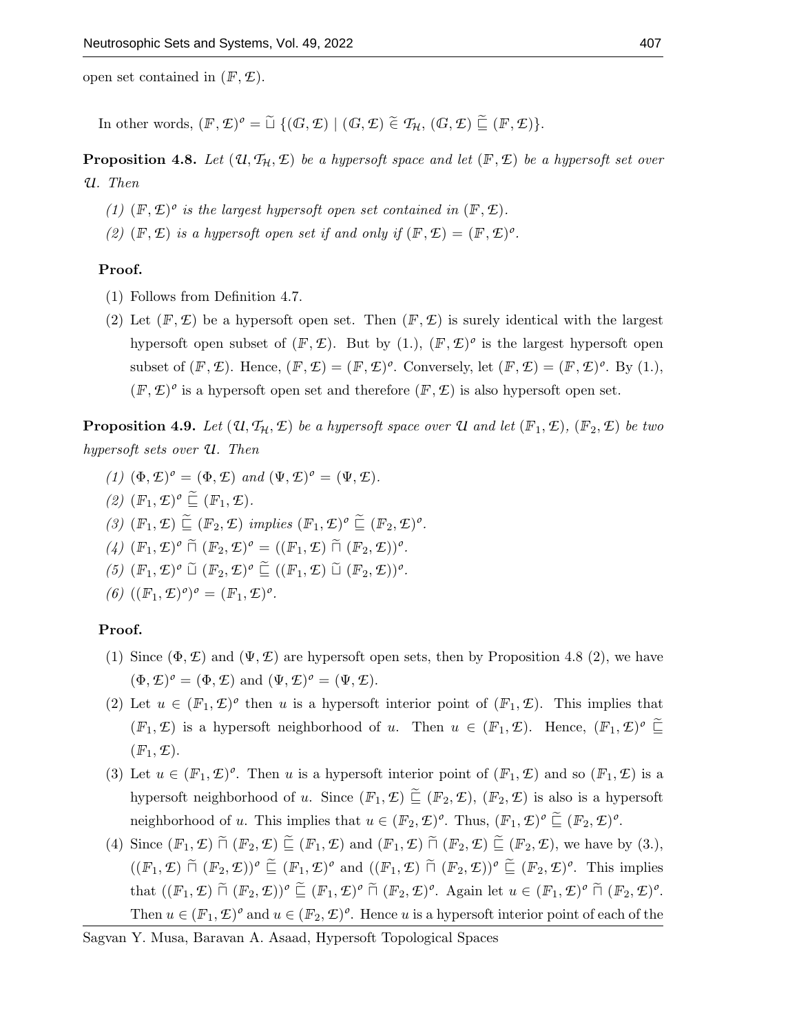open set contained in $(\mathbb{F}, \mathcal{E})$.

In other words, $(\mathbb{F}, \mathcal{E})^o = \widetilde{\sqcup}\, \{(\mathbb{G}, \mathcal{E}) \mid (\mathbb{G}, \mathcal{E}) \,\widetilde{\in}\, \mathcal{T}_{\mathcal{H}},\, (\mathbb{G}, \mathcal{E}) \,\widetilde{\sqsubseteq}\, (\mathbb{F}, \mathcal{E})\}$.

**Proposition 4.8.** *Let $(\mathcal{U}, \mathcal{T}_{\mathcal{H}}, \mathcal{E})$ be a hypersoft space and let $(\mathbb{F}, \mathcal{E})$ be a hypersoft set over $\mathcal{U}$. Then*

*(1) $(\mathbb{F}, \mathcal{E})^o$ is the largest hypersoft open set contained in $(\mathbb{F}, \mathcal{E})$.*

*(2) $(\mathbb{F}, \mathcal{E})$ is a hypersoft open set if and only if $(\mathbb{F}, \mathcal{E}) = (\mathbb{F}, \mathcal{E})^o$.*

**Proof.**

(1) Follows from Definition 4.7.

(2) Let $(\mathbb{F}, \mathcal{E})$ be a hypersoft open set. Then $(\mathbb{F}, \mathcal{E})$ is surely identical with the largest hypersoft open subset of $(\mathbb{F}, \mathcal{E})$. But by (1.), $(\mathbb{F}, \mathcal{E})^o$ is the largest hypersoft open subset of $(\mathbb{F}, \mathcal{E})$. Hence, $(\mathbb{F}, \mathcal{E}) = (\mathbb{F}, \mathcal{E})^o$. Conversely, let $(\mathbb{F}, \mathcal{E}) = (\mathbb{F}, \mathcal{E})^o$. By (1.), $(\mathbb{F}, \mathcal{E})^o$ is a hypersoft open set and therefore $(\mathbb{F}, \mathcal{E})$ is also hypersoft open set.

**Proposition 4.9.** *Let $(\mathcal{U}, \mathcal{T}_{\mathcal{H}}, \mathcal{E})$ be a hypersoft space over $\mathcal{U}$ and let $(\mathbb{F}_1, \mathcal{E})$, $(\mathbb{F}_2, \mathcal{E})$ be two hypersoft sets over $\mathcal{U}$. Then*

*(1) $(\Phi, \mathcal{E})^o = (\Phi, \mathcal{E})$ and $(\Psi, \mathcal{E})^o = (\Psi, \mathcal{E})$.*

*(2) $(\mathbb{F}_1, \mathcal{E})^o \,\widetilde{\sqsubseteq}\, (\mathbb{F}_1, \mathcal{E})$.*

*(3) $(\mathbb{F}_1, \mathcal{E}) \,\widetilde{\sqsubseteq}\, (\mathbb{F}_2, \mathcal{E})$ implies $(\mathbb{F}_1, \mathcal{E})^o \,\widetilde{\sqsubseteq}\, (\mathbb{F}_2, \mathcal{E})^o$.*

*(4) $(\mathbb{F}_1, \mathcal{E})^o \,\widetilde{\sqcap}\, (\mathbb{F}_2, \mathcal{E})^o = ((\mathbb{F}_1, \mathcal{E}) \,\widetilde{\sqcap}\, (\mathbb{F}_2, \mathcal{E}))^o$.*

*(5) $(\mathbb{F}_1, \mathcal{E})^o \,\widetilde{\sqcup}\, (\mathbb{F}_2, \mathcal{E})^o \,\widetilde{\sqsubseteq}\, ((\mathbb{F}_1, \mathcal{E}) \,\widetilde{\sqcup}\, (\mathbb{F}_2, \mathcal{E}))^o$.*

*(6) $((\mathbb{F}_1, \mathcal{E})^o)^o = (\mathbb{F}_1, \mathcal{E})^o$.*

**Proof.**

(1) Since $(\Phi, \mathcal{E})$ and $(\Psi, \mathcal{E})$ are hypersoft open sets, then by Proposition 4.8 (2), we have $(\Phi, \mathcal{E})^o = (\Phi, \mathcal{E})$ and $(\Psi, \mathcal{E})^o = (\Psi, \mathcal{E})$.

(2) Let $u \in (\mathbb{F}_1, \mathcal{E})^o$ then $u$ is a hypersoft interior point of $(\mathbb{F}_1, \mathcal{E})$. This implies that $(\mathbb{F}_1, \mathcal{E})$ is a hypersoft neighborhood of $u$. Then $u \in (\mathbb{F}_1, \mathcal{E})$. Hence, $(\mathbb{F}_1, \mathcal{E})^o \,\widetilde{\sqsubseteq}\, (\mathbb{F}_1, \mathcal{E})$.

(3) Let $u \in (\mathbb{F}_1, \mathcal{E})^o$. Then $u$ is a hypersoft interior point of $(\mathbb{F}_1, \mathcal{E})$ and so $(\mathbb{F}_1, \mathcal{E})$ is a hypersoft neighborhood of $u$. Since $(\mathbb{F}_1, \mathcal{E}) \,\widetilde{\sqsubseteq}\, (\mathbb{F}_2, \mathcal{E})$, $(\mathbb{F}_2, \mathcal{E})$ is also is a hypersoft neighborhood of $u$. This implies that $u \in (\mathbb{F}_2, \mathcal{E})^o$. Thus, $(\mathbb{F}_1, \mathcal{E})^o \,\widetilde{\sqsubseteq}\, (\mathbb{F}_2, \mathcal{E})^o$.

(4) Since $(\mathbb{F}_1, \mathcal{E}) \,\widetilde{\sqcap}\, (\mathbb{F}_2, \mathcal{E}) \,\widetilde{\sqsubseteq}\, (\mathbb{F}_1, \mathcal{E})$ and $(\mathbb{F}_1, \mathcal{E}) \,\widetilde{\sqcap}\, (\mathbb{F}_2, \mathcal{E}) \,\widetilde{\sqsubseteq}\, (\mathbb{F}_2, \mathcal{E})$, we have by (3.), $((\mathbb{F}_1, \mathcal{E}) \,\widetilde{\sqcap}\, (\mathbb{F}_2, \mathcal{E}))^o \,\widetilde{\sqsubseteq}\, (\mathbb{F}_1, \mathcal{E})^o$ and $((\mathbb{F}_1, \mathcal{E}) \,\widetilde{\sqcap}\, (\mathbb{F}_2, \mathcal{E}))^o \,\widetilde{\sqsubseteq}\, (\mathbb{F}_2, \mathcal{E})^o$. This implies that $((\mathbb{F}_1, \mathcal{E}) \,\widetilde{\sqcap}\, (\mathbb{F}_2, \mathcal{E}))^o \,\widetilde{\sqsubseteq}\, (\mathbb{F}_1, \mathcal{E})^o \,\widetilde{\sqcap}\, (\mathbb{F}_2, \mathcal{E})^o$. Again let $u \in (\mathbb{F}_1, \mathcal{E})^o \,\widetilde{\sqcap}\, (\mathbb{F}_2, \mathcal{E})^o$. Then $u \in (\mathbb{F}_1, \mathcal{E})^o$ and $u \in (\mathbb{F}_2, \mathcal{E})^o$. Hence $u$ is a hypersoft interior point of each of the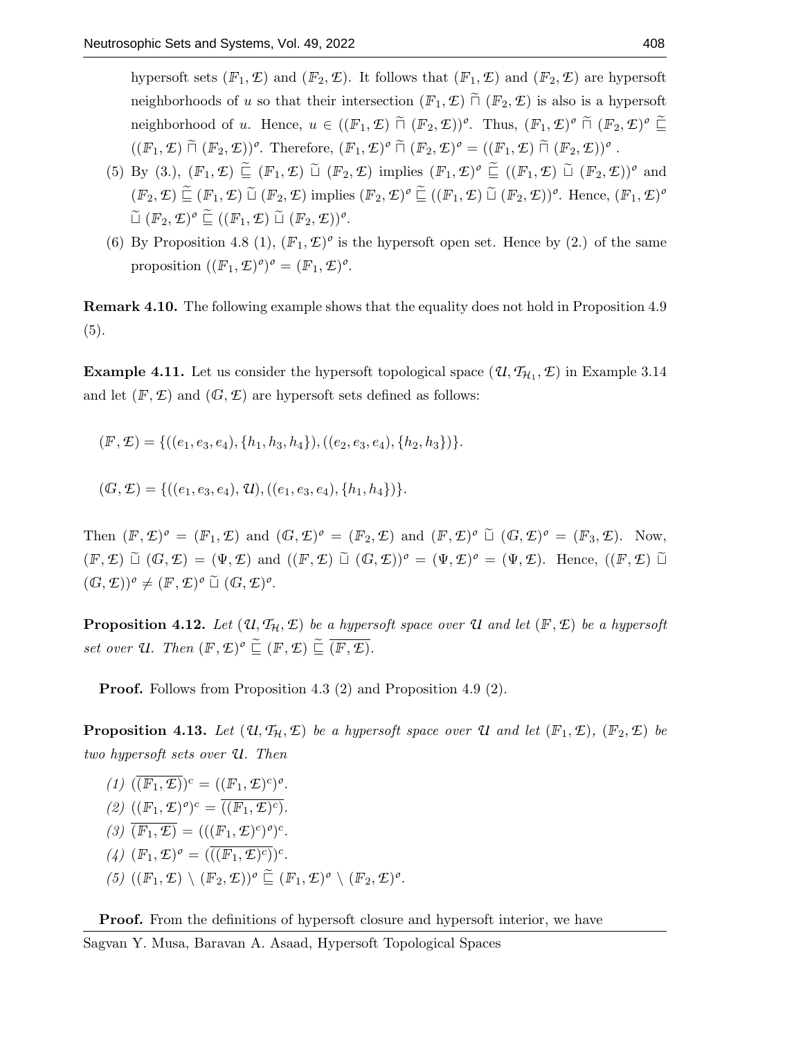hypersoft sets $(\mathbb{F}_1, \mathcal{E})$ and $(\mathbb{F}_2, \mathcal{E})$. It follows that $(\mathbb{F}_1, \mathcal{E})$ and $(\mathbb{F}_2, \mathcal{E})$ are hypersoft neighborhoods of $u$ so that their intersection $(\mathbb{F}_1, \mathcal{E}) \widetilde{\sqcap} (\mathbb{F}_2, \mathcal{E})$ is also is a hypersoft neighborhood of $u$. Hence, $u \in ((\mathbb{F}_1, \mathcal{E}) \widetilde{\sqcap} (\mathbb{F}_2, \mathcal{E}))^o$. Thus, $(\mathbb{F}_1, \mathcal{E})^o \widetilde{\sqcap} (\mathbb{F}_2, \mathcal{E})^o \widetilde{\sqsubseteq} ((\mathbb{F}_1, \mathcal{E}) \widetilde{\sqcap} (\mathbb{F}_2, \mathcal{E}))^o$. Therefore, $(\mathbb{F}_1, \mathcal{E})^o \widetilde{\sqcap} (\mathbb{F}_2, \mathcal{E})^o = ((\mathbb{F}_1, \mathcal{E}) \widetilde{\sqcap} (\mathbb{F}_2, \mathcal{E}))^o$ .

(5) By (3.), $(\mathbb{F}_1, \mathcal{E}) \widetilde{\sqsubseteq} (\mathbb{F}_1, \mathcal{E}) \widetilde{\sqcup} (\mathbb{F}_2, \mathcal{E})$ implies $(\mathbb{F}_1, \mathcal{E})^o \widetilde{\sqsubseteq} ((\mathbb{F}_1, \mathcal{E}) \widetilde{\sqcup} (\mathbb{F}_2, \mathcal{E}))^o$ and $(\mathbb{F}_2, \mathcal{E}) \widetilde{\sqsubseteq} (\mathbb{F}_1, \mathcal{E}) \widetilde{\sqcup} (\mathbb{F}_2, \mathcal{E})$ implies $(\mathbb{F}_2, \mathcal{E})^o \widetilde{\sqsubseteq} ((\mathbb{F}_1, \mathcal{E}) \widetilde{\sqcup} (\mathbb{F}_2, \mathcal{E}))^o$. Hence, $(\mathbb{F}_1, \mathcal{E})^o \widetilde{\sqcup} (\mathbb{F}_2, \mathcal{E})^o \widetilde{\sqsubseteq} ((\mathbb{F}_1, \mathcal{E}) \widetilde{\sqcup} (\mathbb{F}_2, \mathcal{E}))^o$.

(6) By Proposition 4.8 (1), $(\mathbb{F}_1, \mathcal{E})^o$ is the hypersoft open set. Hence by (2.) of the same proposition $((\mathbb{F}_1, \mathcal{E})^o)^o = (\mathbb{F}_1, \mathcal{E})^o$.

**Remark 4.10.** The following example shows that the equality does not hold in Proposition 4.9 (5).

**Example 4.11.** Let us consider the hypersoft topological space $(\mathcal{U}, \mathcal{T}_{\mathcal{H}_1}, \mathcal{E})$ in Example 3.14 and let $(\mathbb{F}, \mathcal{E})$ and $(\mathbb{G}, \mathcal{E})$ are hypersoft sets defined as follows:

$$(\mathbb{F}, \mathcal{E}) = \{((e_1, e_3, e_4), \{h_1, h_3, h_4\}), ((e_2, e_3, e_4), \{h_2, h_3\})\}.$$

$$(\mathbb{G}, \mathcal{E}) = \{((e_1, e_3, e_4), \mathcal{U}), ((e_1, e_3, e_4), \{h_1, h_4\})\}.$$

Then $(\mathbb{F}, \mathcal{E})^o = (\mathbb{F}_1, \mathcal{E})$ and $(\mathbb{G}, \mathcal{E})^o = (\mathbb{F}_2, \mathcal{E})$ and $(\mathbb{F}, \mathcal{E})^o \widetilde{\sqcup} (\mathbb{G}, \mathcal{E})^o = (\mathbb{F}_3, \mathcal{E})$. Now, $(\mathbb{F}, \mathcal{E}) \widetilde{\sqcup} (\mathbb{G}, \mathcal{E}) = (\Psi, \mathcal{E})$ and $((\mathbb{F}, \mathcal{E}) \widetilde{\sqcup} (\mathbb{G}, \mathcal{E}))^o = (\Psi, \mathcal{E})^o = (\Psi, \mathcal{E})$. Hence, $((\mathbb{F}, \mathcal{E}) \widetilde{\sqcup} (\mathbb{G}, \mathcal{E}))^o \neq (\mathbb{F}, \mathcal{E})^o \widetilde{\sqcup} (\mathbb{G}, \mathcal{E})^o$.

**Proposition 4.12.** *Let $(\mathcal{U}, \mathcal{T}_{\mathcal{H}}, \mathcal{E})$ be a hypersoft space over $\mathcal{U}$ and let $(\mathbb{F}, \mathcal{E})$ be a hypersoft set over $\mathcal{U}$. Then $(\mathbb{F}, \mathcal{E})^o \widetilde{\sqsubseteq} (\mathbb{F}, \mathcal{E}) \widetilde{\sqsubseteq} \overline{(\mathbb{F}, \mathcal{E})}$.*

**Proof.** Follows from Proposition 4.3 (2) and Proposition 4.9 (2).

**Proposition 4.13.** *Let $(\mathcal{U}, \mathcal{T}_{\mathcal{H}}, \mathcal{E})$ be a hypersoft space over $\mathcal{U}$ and let $(\mathbb{F}_1, \mathcal{E})$, $(\mathbb{F}_2, \mathcal{E})$ be two hypersoft sets over $\mathcal{U}$. Then*

*(1)* $(\overline{(\mathbb{F}_1, \mathcal{E})})^c = ((\mathbb{F}_1, \mathcal{E})^c)^o$.

*(2)* $((\mathbb{F}_1, \mathcal{E})^o)^c = \overline{((\mathbb{F}_1, \mathcal{E})^c)}$.

*(3)* $\overline{(\mathbb{F}_1, \mathcal{E})} = (((\mathbb{F}_1, \mathcal{E})^c)^o)^c$.

*(4)* $(\mathbb{F}_1, \mathcal{E})^o = (\overline{((\mathbb{F}_1, \mathcal{E})^c)})^c$.

*(5)* $((\mathbb{F}_1, \mathcal{E}) \setminus (\mathbb{F}_2, \mathcal{E}))^o \widetilde{\sqsubseteq} (\mathbb{F}_1, \mathcal{E})^o \setminus (\mathbb{F}_2, \mathcal{E})^o$.

**Proof.** From the definitions of hypersoft closure and hypersoft interior, we have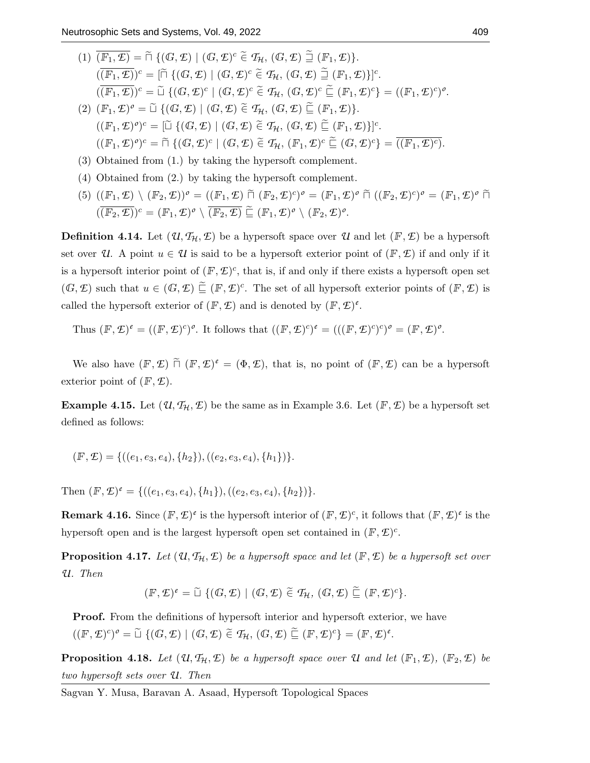(1) $\overline{(\mathbb{F}_1, \mathcal{E})} = \widetilde{\sqcap}\, \{(\mathbb{G}, \mathcal{E}) \mid (\mathbb{G}, \mathcal{E})^c \,\widetilde{\in}\, \mathcal{T}_{\mathcal{H}},\, (\mathbb{G}, \mathcal{E}) \,\widetilde{\sqsupseteq}\, (\mathbb{F}_1, \mathcal{E})\}$.
$(\overline{(\mathbb{F}_1, \mathcal{E})})^c = [\widetilde{\sqcap}\, \{(\mathbb{G}, \mathcal{E}) \mid (\mathbb{G}, \mathcal{E})^c \,\widetilde{\in}\, \mathcal{T}_{\mathcal{H}},\, (\mathbb{G}, \mathcal{E}) \,\widetilde{\sqsupseteq}\, (\mathbb{F}_1, \mathcal{E})\}]^c$.
$(\overline{(\mathbb{F}_1, \mathcal{E})})^c = \widetilde{\sqcup}\, \{(\mathbb{G}, \mathcal{E})^c \mid (\mathbb{G}, \mathcal{E})^c \,\widetilde{\in}\, \mathcal{T}_{\mathcal{H}},\, (\mathbb{G}, \mathcal{E})^c \,\widetilde{\sqsubseteq}\, (\mathbb{F}_1, \mathcal{E})^c\} = ((\mathbb{F}_1, \mathcal{E})^c)^o$.

(2) $(\mathbb{F}_1, \mathcal{E})^o = \widetilde{\sqcup}\, \{(\mathbb{G}, \mathcal{E}) \mid (\mathbb{G}, \mathcal{E}) \,\widetilde{\in}\, \mathcal{T}_{\mathcal{H}},\, (\mathbb{G}, \mathcal{E}) \,\widetilde{\sqsubseteq}\, (\mathbb{F}_1, \mathcal{E})\}$.
$((\mathbb{F}_1, \mathcal{E})^o)^c = [\widetilde{\sqcup}\, \{(\mathbb{G}, \mathcal{E}) \mid (\mathbb{G}, \mathcal{E}) \,\widetilde{\in}\, \mathcal{T}_{\mathcal{H}},\, (\mathbb{G}, \mathcal{E}) \,\widetilde{\sqsubseteq}\, (\mathbb{F}_1, \mathcal{E})\}]^c$.
$((\mathbb{F}_1, \mathcal{E})^o)^c = \widetilde{\sqcap}\, \{(\mathbb{G}, \mathcal{E})^c \mid (\mathbb{G}, \mathcal{E}) \,\widetilde{\in}\, \mathcal{T}_{\mathcal{H}},\, (\mathbb{F}_1, \mathcal{E})^c \,\widetilde{\sqsubseteq}\, (\mathbb{G}, \mathcal{E})^c\} = \overline{((\mathbb{F}_1, \mathcal{E})^c)}$.

(3) Obtained from (1.) by taking the hypersoft complement.

(4) Obtained from (2.) by taking the hypersoft complement.

(5) $((\mathbb{F}_1, \mathcal{E}) \setminus (\mathbb{F}_2, \mathcal{E}))^o = ((\mathbb{F}_1, \mathcal{E}) \,\widetilde{\sqcap}\, (\mathbb{F}_2, \mathcal{E})^c)^o = (\mathbb{F}_1, \mathcal{E})^o \,\widetilde{\sqcap}\, ((\mathbb{F}_2, \mathcal{E})^c)^o = (\mathbb{F}_1, \mathcal{E})^o \,\widetilde{\sqcap}\, (\overline{(\mathbb{F}_2, \mathcal{E})})^c = (\mathbb{F}_1, \mathcal{E})^o \setminus \overline{(\mathbb{F}_2, \mathcal{E})} \,\widetilde{\sqsubseteq}\, (\mathbb{F}_1, \mathcal{E})^o \setminus (\mathbb{F}_2, \mathcal{E})^o$.

**Definition 4.14.** Let $(\mathcal{U}, \mathcal{T}_{\mathcal{H}}, \mathcal{E})$ be a hypersoft space over $\mathcal{U}$ and let $(\mathbb{F}, \mathcal{E})$ be a hypersoft set over $\mathcal{U}$. A point $u \in \mathcal{U}$ is said to be a hypersoft exterior point of $(\mathbb{F}, \mathcal{E})$ if and only if it is a hypersoft interior point of $(\mathbb{F}, \mathcal{E})^c$, that is, if and only if there exists a hypersoft open set $(\mathbb{G}, \mathcal{E})$ such that $u \in (\mathbb{G}, \mathcal{E}) \,\widetilde{\sqsubseteq}\, (\mathbb{F}, \mathcal{E})^c$. The set of all hypersoft exterior points of $(\mathbb{F}, \mathcal{E})$ is called the hypersoft exterior of $(\mathbb{F}, \mathcal{E})$ and is denoted by $(\mathbb{F}, \mathcal{E})^e$.

Thus $(\mathbb{F}, \mathcal{E})^e = ((\mathbb{F}, \mathcal{E})^c)^o$. It follows that $((\mathbb{F}, \mathcal{E})^c)^e = (((\mathbb{F}, \mathcal{E})^c)^c)^o = (\mathbb{F}, \mathcal{E})^o$.

We also have $(\mathbb{F}, \mathcal{E}) \,\widetilde{\sqcap}\, (\mathbb{F}, \mathcal{E})^e = (\Phi, \mathcal{E})$, that is, no point of $(\mathbb{F}, \mathcal{E})$ can be a hypersoft exterior point of $(\mathbb{F}, \mathcal{E})$.

**Example 4.15.** Let $(\mathcal{U}, \mathcal{T}_{\mathcal{H}}, \mathcal{E})$ be the same as in Example 3.6. Let $(\mathbb{F}, \mathcal{E})$ be a hypersoft set defined as follows:

$$(\mathbb{F}, \mathcal{E}) = \{((e_1, e_3, e_4), \{h_2\}), ((e_2, e_3, e_4), \{h_1\})\}.$$

Then $(\mathbb{F}, \mathcal{E})^e = \{((e_1, e_3, e_4), \{h_1\}), ((e_2, e_3, e_4), \{h_2\})\}$.

**Remark 4.16.** Since $(\mathbb{F}, \mathcal{E})^e$ is the hypersoft interior of $(\mathbb{F}, \mathcal{E})^c$, it follows that $(\mathbb{F}, \mathcal{E})^e$ is the hypersoft open and is the largest hypersoft open set contained in $(\mathbb{F}, \mathcal{E})^c$.

**Proposition 4.17.** *Let $(\mathcal{U}, \mathcal{T}_{\mathcal{H}}, \mathcal{E})$ be a hypersoft space and let $(\mathbb{F}, \mathcal{E})$ be a hypersoft set over $\mathcal{U}$. Then*

$$(\mathbb{F}, \mathcal{E})^e = \widetilde{\sqcup}\, \{(\mathbb{G}, \mathcal{E}) \mid (\mathbb{G}, \mathcal{E}) \,\widetilde{\in}\, \mathcal{T}_{\mathcal{H}},\, (\mathbb{G}, \mathcal{E}) \,\widetilde{\sqsubseteq}\, (\mathbb{F}, \mathcal{E})^c\}.$$

**Proof.** From the definitions of hypersoft interior and hypersoft exterior, we have
$((\mathbb{F}, \mathcal{E})^c)^o = \widetilde{\sqcup}\, \{(\mathbb{G}, \mathcal{E}) \mid (\mathbb{G}, \mathcal{E}) \,\widetilde{\in}\, \mathcal{T}_{\mathcal{H}},\, (\mathbb{G}, \mathcal{E}) \,\widetilde{\sqsubseteq}\, (\mathbb{F}, \mathcal{E})^c\} = (\mathbb{F}, \mathcal{E})^e$.

**Proposition 4.18.** *Let $(\mathcal{U}, \mathcal{T}_{\mathcal{H}}, \mathcal{E})$ be a hypersoft space over $\mathcal{U}$ and let $(\mathbb{F}_1, \mathcal{E})$, $(\mathbb{F}_2, \mathcal{E})$ be two hypersoft sets over $\mathcal{U}$. Then*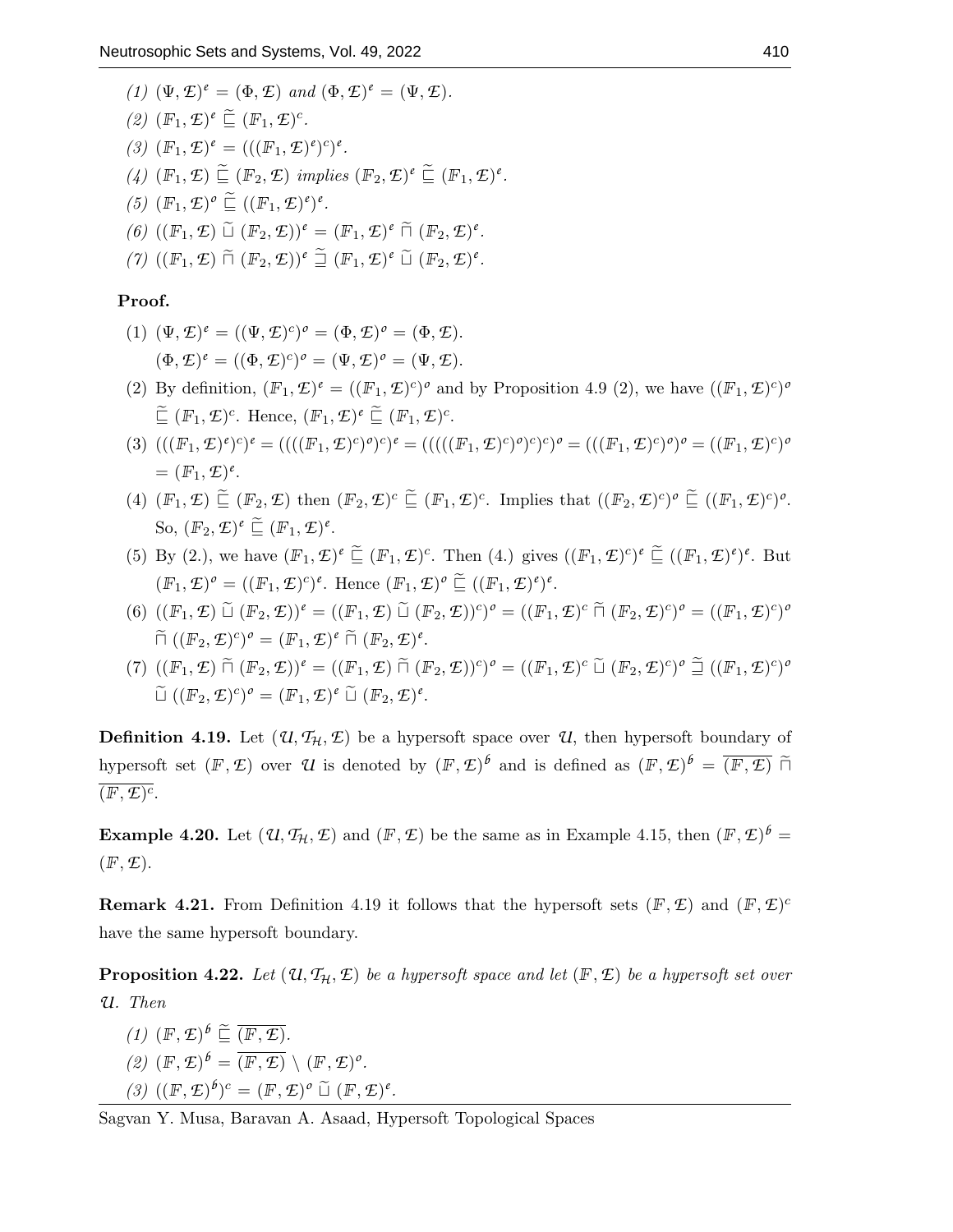(1) $(\Psi, \mathcal{E})^e = (\Phi, \mathcal{E})$ *and* $(\Phi, \mathcal{E})^e = (\Psi, \mathcal{E})$.

(2) $(\mathbb{F}_1, \mathcal{E})^e \mathrel{\widetilde{\sqsubseteq}} (\mathbb{F}_1, \mathcal{E})^c$.

(3) $(\mathbb{F}_1, \mathcal{E})^e = (((\mathbb{F}_1, \mathcal{E})^e)^c)^e$.

(4) $(\mathbb{F}_1, \mathcal{E}) \mathrel{\widetilde{\sqsubseteq}} (\mathbb{F}_2, \mathcal{E})$ *implies* $(\mathbb{F}_2, \mathcal{E})^e \mathrel{\widetilde{\sqsubseteq}} (\mathbb{F}_1, \mathcal{E})^e$.

(5) $(\mathbb{F}_1, \mathcal{E})^o \mathrel{\widetilde{\sqsubseteq}} ((\mathbb{F}_1, \mathcal{E})^e)^e$.

(6) $((\mathbb{F}_1, \mathcal{E}) \mathrel{\widetilde{\sqcup}} (\mathbb{F}_2, \mathcal{E}))^e = (\mathbb{F}_1, \mathcal{E})^e \mathrel{\widetilde{\sqcap}} (\mathbb{F}_2, \mathcal{E})^e$.

(7) $((\mathbb{F}_1, \mathcal{E}) \mathrel{\widetilde{\sqcap}} (\mathbb{F}_2, \mathcal{E}))^e \mathrel{\widetilde{\sqsupseteq}} (\mathbb{F}_1, \mathcal{E})^e \mathrel{\widetilde{\sqcup}} (\mathbb{F}_2, \mathcal{E})^e$.

**Proof.**

(1) $(\Psi, \mathcal{E})^e = ((\Psi, \mathcal{E})^c)^o = (\Phi, \mathcal{E})^o = (\Phi, \mathcal{E})$.
$(\Phi, \mathcal{E})^e = ((\Phi, \mathcal{E})^c)^o = (\Psi, \mathcal{E})^o = (\Psi, \mathcal{E})$.

(2) By definition, $(\mathbb{F}_1, \mathcal{E})^e = ((\mathbb{F}_1, \mathcal{E})^c)^o$ and by Proposition 4.9 (2), we have $((\mathbb{F}_1, \mathcal{E})^c)^o \mathrel{\widetilde{\sqsubseteq}} (\mathbb{F}_1, \mathcal{E})^c$. Hence, $(\mathbb{F}_1, \mathcal{E})^e \mathrel{\widetilde{\sqsubseteq}} (\mathbb{F}_1, \mathcal{E})^c$.

(3) $(((\mathbb{F}_1, \mathcal{E})^e)^c)^e = ((((\mathbb{F}_1, \mathcal{E})^c)^o)^c)^e = (((((\mathbb{F}_1, \mathcal{E})^c)^o)^c)^c)^o = (((\mathbb{F}_1, \mathcal{E})^c)^o)^o = ((\mathbb{F}_1, \mathcal{E})^c)^o = (\mathbb{F}_1, \mathcal{E})^e$.

(4) $(\mathbb{F}_1, \mathcal{E}) \mathrel{\widetilde{\sqsubseteq}} (\mathbb{F}_2, \mathcal{E})$ then $(\mathbb{F}_2, \mathcal{E})^c \mathrel{\widetilde{\sqsubseteq}} (\mathbb{F}_1, \mathcal{E})^c$. Implies that $((\mathbb{F}_2, \mathcal{E})^c)^o \mathrel{\widetilde{\sqsubseteq}} ((\mathbb{F}_1, \mathcal{E})^c)^o$. So, $(\mathbb{F}_2, \mathcal{E})^e \mathrel{\widetilde{\sqsubseteq}} (\mathbb{F}_1, \mathcal{E})^e$.

(5) By (2.), we have $(\mathbb{F}_1, \mathcal{E})^e \mathrel{\widetilde{\sqsubseteq}} (\mathbb{F}_1, \mathcal{E})^c$. Then (4.) gives $((\mathbb{F}_1, \mathcal{E})^c)^e \mathrel{\widetilde{\sqsubseteq}} ((\mathbb{F}_1, \mathcal{E})^e)^e$. But $(\mathbb{F}_1, \mathcal{E})^o = ((\mathbb{F}_1, \mathcal{E})^c)^e$. Hence $(\mathbb{F}_1, \mathcal{E})^o \mathrel{\widetilde{\sqsubseteq}} ((\mathbb{F}_1, \mathcal{E})^e)^e$.

(6) $((\mathbb{F}_1, \mathcal{E}) \mathrel{\widetilde{\sqcup}} (\mathbb{F}_2, \mathcal{E}))^e = ((\mathbb{F}_1, \mathcal{E}) \mathrel{\widetilde{\sqcup}} (\mathbb{F}_2, \mathcal{E}))^c)^o = ((\mathbb{F}_1, \mathcal{E})^c \mathrel{\widetilde{\sqcap}} (\mathbb{F}_2, \mathcal{E})^c)^o = ((\mathbb{F}_1, \mathcal{E})^c)^o \mathrel{\widetilde{\sqcap}} ((\mathbb{F}_2, \mathcal{E})^c)^o = (\mathbb{F}_1, \mathcal{E})^e \mathrel{\widetilde{\sqcap}} (\mathbb{F}_2, \mathcal{E})^e$.

(7) $((\mathbb{F}_1, \mathcal{E}) \mathrel{\widetilde{\sqcap}} (\mathbb{F}_2, \mathcal{E}))^e = ((\mathbb{F}_1, \mathcal{E}) \mathrel{\widetilde{\sqcap}} (\mathbb{F}_2, \mathcal{E}))^c)^o = ((\mathbb{F}_1, \mathcal{E})^c \mathrel{\widetilde{\sqcup}} (\mathbb{F}_2, \mathcal{E})^c)^o \mathrel{\widetilde{\sqsupseteq}} ((\mathbb{F}_1, \mathcal{E})^c)^o \mathrel{\widetilde{\sqcup}} ((\mathbb{F}_2, \mathcal{E})^c)^o = (\mathbb{F}_1, \mathcal{E})^e \mathrel{\widetilde{\sqcup}} (\mathbb{F}_2, \mathcal{E})^e$.

**Definition 4.19.** Let $(\mathcal{U}, \mathcal{T}_{\mathcal{H}}, \mathcal{E})$ be a hypersoft space over $\mathcal{U}$, then hypersoft boundary of hypersoft set $(\mathbb{F}, \mathcal{E})$ over $\mathcal{U}$ is denoted by $(\mathbb{F}, \mathcal{E})^{\flat}$ and is defined as $(\mathbb{F}, \mathcal{E})^{\flat} = \overline{(\mathbb{F}, \mathcal{E})} \mathrel{\widetilde{\sqcap}} \overline{(\mathbb{F}, \mathcal{E})^c}$.

**Example 4.20.** Let $(\mathcal{U}, \mathcal{T}_{\mathcal{H}}, \mathcal{E})$ and $(\mathbb{F}, \mathcal{E})$ be the same as in Example 4.15, then $(\mathbb{F}, \mathcal{E})^{\flat} = (\mathbb{F}, \mathcal{E})$.

**Remark 4.21.** From Definition 4.19 it follows that the hypersoft sets $(\mathbb{F}, \mathcal{E})$ and $(\mathbb{F}, \mathcal{E})^c$ have the same hypersoft boundary.

**Proposition 4.22.** *Let* $(\mathcal{U}, \mathcal{T}_{\mathcal{H}}, \mathcal{E})$ *be a hypersoft space and let* $(\mathbb{F}, \mathcal{E})$ *be a hypersoft set over* $\mathcal{U}$. *Then*

(1) $(\mathbb{F}, \mathcal{E})^{\flat} \mathrel{\widetilde{\sqsubseteq}} \overline{(\mathbb{F}, \mathcal{E})}$.

(2) $(\mathbb{F}, \mathcal{E})^{\flat} = \overline{(\mathbb{F}, \mathcal{E})} \setminus (\mathbb{F}, \mathcal{E})^o$.

(3) $((\mathbb{F}, \mathcal{E})^{\flat})^c = (\mathbb{F}, \mathcal{E})^o \mathrel{\widetilde{\sqcup}} (\mathbb{F}, \mathcal{E})^e$.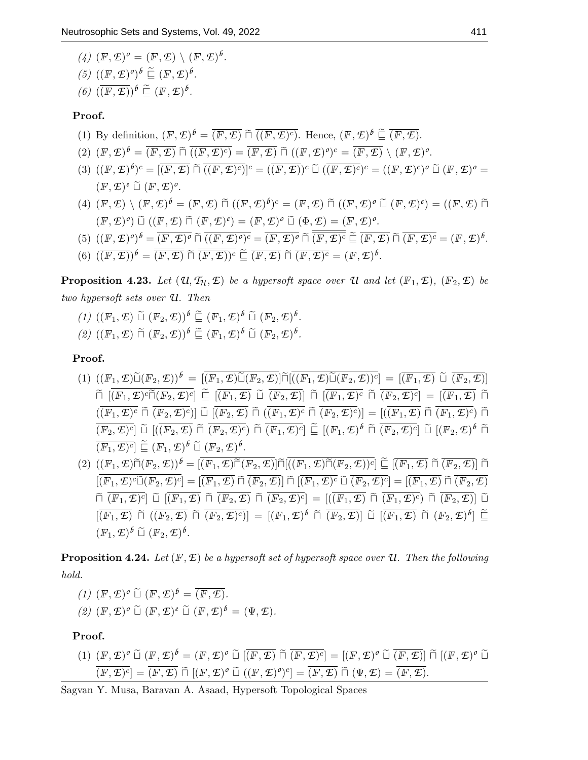(4) $(\mathbb{F},\mathcal{E})^o = (\mathbb{F},\mathcal{E}) \setminus (\mathbb{F},\mathcal{E})^b$.

(5) $((\mathbb{F},\mathcal{E})^o)^b \,\widetilde{\sqsubseteq}\, (\mathbb{F},\mathcal{E})^b$.

(6) $(\overline{(\mathbb{F},\mathcal{E})})^b \,\widetilde{\sqsubseteq}\, (\mathbb{F},\mathcal{E})^b$.

**Proof.**

(1) By definition, $(\mathbb{F},\mathcal{E})^b = \overline{(\mathbb{F},\mathcal{E})} \,\widetilde{\sqcap}\, \overline{((\mathbb{F},\mathcal{E})^c)}$. Hence, $(\mathbb{F},\mathcal{E})^b \,\widetilde{\sqsubseteq}\, \overline{(\mathbb{F},\mathcal{E})}$.

(2) $(\mathbb{F},\mathcal{E})^b = \overline{(\mathbb{F},\mathcal{E})} \,\widetilde{\sqcap}\, \overline{((\mathbb{F},\mathcal{E})^c)} = \overline{(\mathbb{F},\mathcal{E})} \,\widetilde{\sqcap}\, ((\mathbb{F},\mathcal{E})^o)^c = \overline{(\mathbb{F},\mathcal{E})} \setminus (\mathbb{F},\mathcal{E})^o$.

(3) $((\mathbb{F},\mathcal{E})^b)^c = [\overline{(\mathbb{F},\mathcal{E})} \,\widetilde{\sqcap}\, \overline{((\mathbb{F},\mathcal{E})^c)}]^c = (\overline{(\mathbb{F},\mathcal{E})})^c \,\widetilde{\sqcup}\, (\overline{(\mathbb{F},\mathcal{E})^c})^c = ((\mathbb{F},\mathcal{E})^c)^o \,\widetilde{\sqcup}\, (\mathbb{F},\mathcal{E})^o = (\mathbb{F},\mathcal{E})^e \,\widetilde{\sqcup}\, (\mathbb{F},\mathcal{E})^o$.

(4) $(\mathbb{F},\mathcal{E}) \setminus (\mathbb{F},\mathcal{E})^b = (\mathbb{F},\mathcal{E}) \,\widetilde{\sqcap}\, ((\mathbb{F},\mathcal{E})^b)^c = (\mathbb{F},\mathcal{E}) \,\widetilde{\sqcap}\, ((\mathbb{F},\mathcal{E})^o \,\widetilde{\sqcup}\, (\mathbb{F},\mathcal{E})^e) = ((\mathbb{F},\mathcal{E}) \,\widetilde{\sqcap}\, (\mathbb{F},\mathcal{E})^o) \,\widetilde{\sqcup}\, ((\mathbb{F},\mathcal{E}) \,\widetilde{\sqcap}\, (\mathbb{F},\mathcal{E})^e) = (\mathbb{F},\mathcal{E})^o \,\widetilde{\sqcup}\, (\Phi,\mathcal{E}) = (\mathbb{F},\mathcal{E})^o$.

(5) $((\mathbb{F},\mathcal{E})^o)^b = \overline{(\mathbb{F},\mathcal{E})^o} \,\widetilde{\sqcap}\, \overline{((\mathbb{F},\mathcal{E})^o)^c} = \overline{(\mathbb{F},\mathcal{E})^o} \,\widetilde{\sqcap}\, \overline{\overline{(\mathbb{F},\mathcal{E})^c}} \,\widetilde{\sqsubseteq}\, \overline{(\mathbb{F},\mathcal{E})} \,\widetilde{\sqcap}\, \overline{(\mathbb{F},\mathcal{E})^c} = (\mathbb{F},\mathcal{E})^b$.

(6) $(\overline{(\mathbb{F},\mathcal{E})})^b = \overline{\overline{(\mathbb{F},\mathcal{E})}} \,\widetilde{\sqcap}\, \overline{\overline{(\mathbb{F},\mathcal{E})})^c} \,\widetilde{\sqsubseteq}\, \overline{(\mathbb{F},\mathcal{E})} \,\widetilde{\sqcap}\, \overline{(\mathbb{F},\mathcal{E})^c} = (\mathbb{F},\mathcal{E})^b$.

**Proposition 4.23.** *Let $(\mathcal{U},\mathcal{T}_{\mathcal{H}},\mathcal{E})$ be a hypersoft space over $\mathcal{U}$ and let $(\mathbb{F}_1,\mathcal{E})$, $(\mathbb{F}_2,\mathcal{E})$ be two hypersoft sets over $\mathcal{U}$. Then*

*(1) $((\mathbb{F}_1,\mathcal{E}) \,\widetilde{\sqcup}\, (\mathbb{F}_2,\mathcal{E}))^b \,\widetilde{\sqsubseteq}\, (\mathbb{F}_1,\mathcal{E})^b \,\widetilde{\sqcup}\, (\mathbb{F}_2,\mathcal{E})^b$.*

*(2) $((\mathbb{F}_1,\mathcal{E}) \,\widetilde{\sqcap}\, (\mathbb{F}_2,\mathcal{E}))^b \,\widetilde{\sqsubseteq}\, (\mathbb{F}_1,\mathcal{E})^b \,\widetilde{\sqcup}\, (\mathbb{F}_2,\mathcal{E})^b$.*

**Proof.**

(1) $((\mathbb{F}_1,\mathcal{E})\widetilde{\sqcup}(\mathbb{F}_2,\mathcal{E}))^b = [\overline{(\mathbb{F}_1,\mathcal{E})\widetilde{\sqcup}(\mathbb{F}_2,\mathcal{E})}]\widetilde{\sqcap}[\overline{((\mathbb{F}_1,\mathcal{E})\widetilde{\sqcup}(\mathbb{F}_2,\mathcal{E}))^c}] = [\overline{(\mathbb{F}_1,\mathcal{E})} \,\widetilde{\sqcup}\, \overline{(\mathbb{F}_2,\mathcal{E})}] \,\widetilde{\sqcap}\, [\overline{(\mathbb{F}_1,\mathcal{E})^c\widetilde{\sqcap}(\mathbb{F}_2,\mathcal{E})^c}] \,\widetilde{\sqsubseteq}\, [\overline{(\mathbb{F}_1,\mathcal{E})} \,\widetilde{\sqcup}\, \overline{(\mathbb{F}_2,\mathcal{E})}] \,\widetilde{\sqcap}\, [\overline{(\mathbb{F}_1,\mathcal{E})^c} \,\widetilde{\sqcap}\, \overline{(\mathbb{F}_2,\mathcal{E})^c}] = [\overline{(\mathbb{F}_1,\mathcal{E})} \,\widetilde{\sqcap}\, (\overline{(\mathbb{F}_1,\mathcal{E})^c} \,\widetilde{\sqcap}\, \overline{(\mathbb{F}_2,\mathcal{E})^c})] \,\widetilde{\sqcup}\, [\overline{(\mathbb{F}_2,\mathcal{E})} \,\widetilde{\sqcap}\, (\overline{(\mathbb{F}_1,\mathcal{E})^c} \,\widetilde{\sqcap}\, \overline{(\mathbb{F}_2,\mathcal{E})^c})] = [(\overline{(\mathbb{F}_1,\mathcal{E})} \,\widetilde{\sqcap}\, \overline{(\mathbb{F}_1,\mathcal{E})^c}) \,\widetilde{\sqcap}\, \overline{(\mathbb{F}_2,\mathcal{E})^c}] \,\widetilde{\sqcup}\, [(\overline{(\mathbb{F}_2,\mathcal{E})} \,\widetilde{\sqcap}\, \overline{(\mathbb{F}_2,\mathcal{E})^c}) \,\widetilde{\sqcap}\, \overline{(\mathbb{F}_1,\mathcal{E})^c}] \,\widetilde{\sqsubseteq}\, [(\mathbb{F}_1,\mathcal{E})^b \,\widetilde{\sqcap}\, \overline{(\mathbb{F}_2,\mathcal{E})^c}] \,\widetilde{\sqcup}\, [(\mathbb{F}_2,\mathcal{E})^b \,\widetilde{\sqcap}\, \overline{(\mathbb{F}_1,\mathcal{E})^c}] \,\widetilde{\sqsubseteq}\, (\mathbb{F}_1,\mathcal{E})^b \,\widetilde{\sqcup}\, (\mathbb{F}_2,\mathcal{E})^b$.

(2) $((\mathbb{F}_1,\mathcal{E})\widetilde{\sqcap}(\mathbb{F}_2,\mathcal{E}))^b = [\overline{(\mathbb{F}_1,\mathcal{E})\widetilde{\sqcap}(\mathbb{F}_2,\mathcal{E})}]\widetilde{\sqcap}[\overline{((\mathbb{F}_1,\mathcal{E})\widetilde{\sqcap}(\mathbb{F}_2,\mathcal{E}))^c}] \,\widetilde{\sqsubseteq}\, [\overline{(\mathbb{F}_1,\mathcal{E})} \,\widetilde{\sqcap}\, \overline{(\mathbb{F}_2,\mathcal{E})}] \,\widetilde{\sqcap}\, [\overline{(\mathbb{F}_1,\mathcal{E})^c\widetilde{\sqcup}(\mathbb{F}_2,\mathcal{E})^c}] = [\overline{(\mathbb{F}_1,\mathcal{E})} \,\widetilde{\sqcap}\, \overline{(\mathbb{F}_2,\mathcal{E})}] \,\widetilde{\sqcap}\, [\overline{(\mathbb{F}_1,\mathcal{E})^c} \,\widetilde{\sqcup}\, \overline{(\mathbb{F}_2,\mathcal{E})^c}] = [\overline{(\mathbb{F}_1,\mathcal{E})} \,\widetilde{\sqcap}\, \overline{(\mathbb{F}_2,\mathcal{E})} \,\widetilde{\sqcap}\, \overline{(\mathbb{F}_1,\mathcal{E})^c}] \,\widetilde{\sqcup}\, [\overline{(\mathbb{F}_1,\mathcal{E})} \,\widetilde{\sqcap}\, \overline{(\mathbb{F}_2,\mathcal{E})} \,\widetilde{\sqcap}\, \overline{(\mathbb{F}_2,\mathcal{E})^c}] = [(\overline{(\mathbb{F}_1,\mathcal{E})} \,\widetilde{\sqcap}\, \overline{(\mathbb{F}_1,\mathcal{E})^c}) \,\widetilde{\sqcap}\, \overline{(\mathbb{F}_2,\mathcal{E})}] \,\widetilde{\sqcup}\, [\overline{(\mathbb{F}_1,\mathcal{E})} \,\widetilde{\sqcap}\, (\overline{(\mathbb{F}_2,\mathcal{E})} \,\widetilde{\sqcap}\, \overline{(\mathbb{F}_2,\mathcal{E})^c})] = [(\mathbb{F}_1,\mathcal{E})^b \,\widetilde{\sqcap}\, \overline{(\mathbb{F}_2,\mathcal{E})}] \,\widetilde{\sqcup}\, [\overline{(\mathbb{F}_1,\mathcal{E})} \,\widetilde{\sqcap}\, (\mathbb{F}_2,\mathcal{E})^b] \,\widetilde{\sqsubseteq}\, (\mathbb{F}_1,\mathcal{E})^b \,\widetilde{\sqcup}\, (\mathbb{F}_2,\mathcal{E})^b$.

**Proposition 4.24.** *Let $(\mathbb{F},\mathcal{E})$ be a hypersoft set of hypersoft space over $\mathcal{U}$. Then the following hold.*

*(1) $(\mathbb{F},\mathcal{E})^o \,\widetilde{\sqcup}\, (\mathbb{F},\mathcal{E})^b = \overline{(\mathbb{F},\mathcal{E})}$.*

*(2) $(\mathbb{F},\mathcal{E})^o \,\widetilde{\sqcup}\, (\mathbb{F},\mathcal{E})^e \,\widetilde{\sqcup}\, (\mathbb{F},\mathcal{E})^b = (\Psi,\mathcal{E})$.*

**Proof.**

(1) $(\mathbb{F},\mathcal{E})^o \,\widetilde{\sqcup}\, (\mathbb{F},\mathcal{E})^b = (\mathbb{F},\mathcal{E})^o \,\widetilde{\sqcup}\, [\overline{(\mathbb{F},\mathcal{E})} \,\widetilde{\sqcap}\, \overline{(\mathbb{F},\mathcal{E})^c}] = [(\mathbb{F},\mathcal{E})^o \,\widetilde{\sqcup}\, \overline{(\mathbb{F},\mathcal{E})}] \,\widetilde{\sqcap}\, [(\mathbb{F},\mathcal{E})^o \,\widetilde{\sqcup}\, \overline{(\mathbb{F},\mathcal{E})^c}] = \overline{(\mathbb{F},\mathcal{E})} \,\widetilde{\sqcap}\, [(\mathbb{F},\mathcal{E})^o \,\widetilde{\sqcup}\, ((\mathbb{F},\mathcal{E})^o)^c] = \overline{(\mathbb{F},\mathcal{E})} \,\widetilde{\sqcap}\, (\Psi,\mathcal{E}) = \overline{(\mathbb{F},\mathcal{E})}$.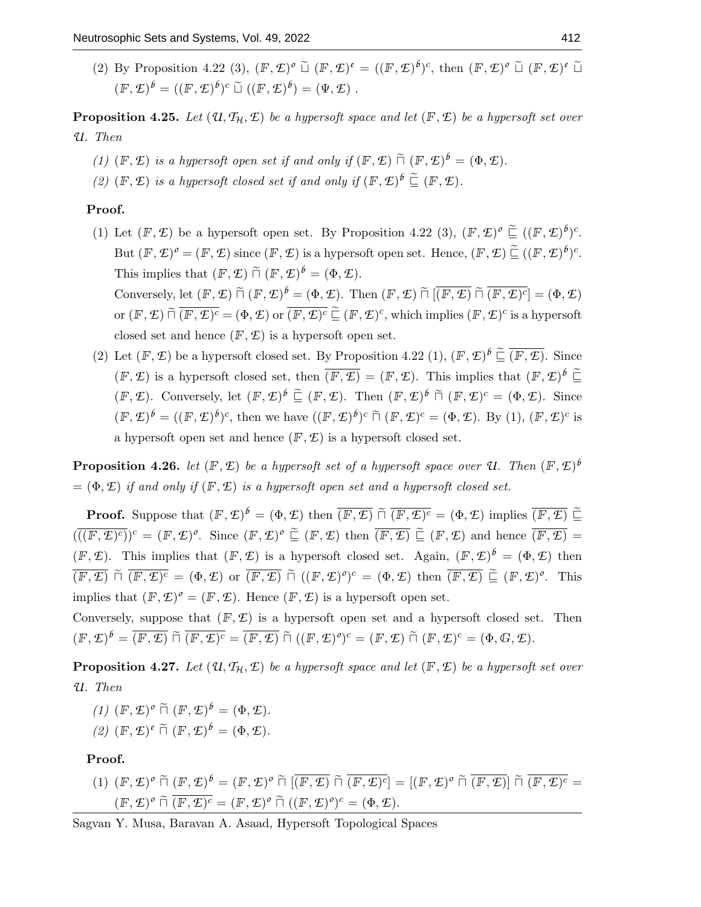(2) By Proposition 4.22 (3), $(\mathbb{F},\mathcal{E})^o \,\widetilde{\sqcup}\, (\mathbb{F},\mathcal{E})^e = ((\mathbb{F},\mathcal{E})^b)^c$, then $(\mathbb{F},\mathcal{E})^o \,\widetilde{\sqcup}\, (\mathbb{F},\mathcal{E})^e \,\widetilde{\sqcup}\, (\mathbb{F},\mathcal{E})^b = ((\mathbb{F},\mathcal{E})^b)^c \,\widetilde{\sqcup}\, ((\mathbb{F},\mathcal{E})^b) = (\Psi,\mathcal{E})$ .

**Proposition 4.25.** *Let $(\mathcal{U},\mathcal{T}_{\mathcal{H}},\mathcal{E})$ be a hypersoft space and let $(\mathbb{F},\mathcal{E})$ be a hypersoft set over $\mathcal{U}$. Then*

*(1) $(\mathbb{F},\mathcal{E})$ is a hypersoft open set if and only if $(\mathbb{F},\mathcal{E}) \,\widetilde{\sqcap}\, (\mathbb{F},\mathcal{E})^b = (\Phi,\mathcal{E})$.*

*(2) $(\mathbb{F},\mathcal{E})$ is a hypersoft closed set if and only if $(\mathbb{F},\mathcal{E})^b \,\widetilde{\sqsubseteq}\, (\mathbb{F},\mathcal{E})$.*

**Proof.**

(1) Let $(\mathbb{F},\mathcal{E})$ be a hypersoft open set. By Proposition 4.22 (3), $(\mathbb{F},\mathcal{E})^o \,\widetilde{\sqsubseteq}\, ((\mathbb{F},\mathcal{E})^b)^c$. But $(\mathbb{F},\mathcal{E})^o = (\mathbb{F},\mathcal{E})$ since $(\mathbb{F},\mathcal{E})$ is a hypersoft open set. Hence, $(\mathbb{F},\mathcal{E}) \,\widetilde{\sqsubseteq}\, ((\mathbb{F},\mathcal{E})^b)^c$. This implies that $(\mathbb{F},\mathcal{E}) \,\widetilde{\sqcap}\, (\mathbb{F},\mathcal{E})^b = (\Phi,\mathcal{E})$.
Conversely, let $(\mathbb{F},\mathcal{E}) \,\widetilde{\sqcap}\, (\mathbb{F},\mathcal{E})^b = (\Phi,\mathcal{E})$. Then $(\mathbb{F},\mathcal{E}) \,\widetilde{\sqcap}\, [\overline{(\mathbb{F},\mathcal{E})} \,\widetilde{\sqcap}\, \overline{(\mathbb{F},\mathcal{E})^c}] = (\Phi,\mathcal{E})$ or $(\mathbb{F},\mathcal{E}) \,\widetilde{\sqcap}\, \overline{(\mathbb{F},\mathcal{E})^c} = (\Phi,\mathcal{E})$ or $\overline{(\mathbb{F},\mathcal{E})^c} \,\widetilde{\sqsubseteq}\, (\mathbb{F},\mathcal{E})^c$, which implies $(\mathbb{F},\mathcal{E})^c$ is a hypersoft closed set and hence $(\mathbb{F},\mathcal{E})$ is a hypersoft open set.

(2) Let $(\mathbb{F},\mathcal{E})$ be a hypersoft closed set. By Proposition 4.22 (1), $(\mathbb{F},\mathcal{E})^b \,\widetilde{\sqsubseteq}\, \overline{(\mathbb{F},\mathcal{E})}$. Since $(\mathbb{F},\mathcal{E})$ is a hypersoft closed set, then $\overline{(\mathbb{F},\mathcal{E})} = (\mathbb{F},\mathcal{E})$. This implies that $(\mathbb{F},\mathcal{E})^b \,\widetilde{\sqsubseteq}\, (\mathbb{F},\mathcal{E})$. Conversely, let $(\mathbb{F},\mathcal{E})^b \,\widetilde{\sqsubseteq}\, (\mathbb{F},\mathcal{E})$. Then $(\mathbb{F},\mathcal{E})^b \,\widetilde{\sqcap}\, (\mathbb{F},\mathcal{E})^c = (\Phi,\mathcal{E})$. Since $(\mathbb{F},\mathcal{E})^b = ((\mathbb{F},\mathcal{E})^b)^c$, then we have $((\mathbb{F},\mathcal{E})^b)^c \,\widetilde{\sqcap}\, (\mathbb{F},\mathcal{E})^c = (\Phi,\mathcal{E})$. By (1), $(\mathbb{F},\mathcal{E})^c$ is a hypersoft open set and hence $(\mathbb{F},\mathcal{E})$ is a hypersoft closed set.

**Proposition 4.26.** *let $(\mathbb{F},\mathcal{E})$ be a hypersoft set of a hypersoft space over $\mathcal{U}$. Then $(\mathbb{F},\mathcal{E})^b = (\Phi,\mathcal{E})$ if and only if $(\mathbb{F},\mathcal{E})$ is a hypersoft open set and a hypersoft closed set.*

**Proof.** Suppose that $(\mathbb{F},\mathcal{E})^b = (\Phi,\mathcal{E})$ then $\overline{(\mathbb{F},\mathcal{E})} \,\widetilde{\sqcap}\, \overline{(\mathbb{F},\mathcal{E})^c} = (\Phi,\mathcal{E})$ implies $\overline{(\mathbb{F},\mathcal{E})} \,\widetilde{\sqsubseteq}\, (\overline{((\mathbb{F},\mathcal{E})^c)})^c = (\mathbb{F},\mathcal{E})^o$. Since $(\mathbb{F},\mathcal{E})^o \,\widetilde{\sqsubseteq}\, (\mathbb{F},\mathcal{E})$ then $\overline{(\mathbb{F},\mathcal{E})} \,\widetilde{\sqsubseteq}\, (\mathbb{F},\mathcal{E})$ and hence $\overline{(\mathbb{F},\mathcal{E})} = (\mathbb{F},\mathcal{E})$. This implies that $(\mathbb{F},\mathcal{E})$ is a hypersoft closed set. Again, $(\mathbb{F},\mathcal{E})^b = (\Phi,\mathcal{E})$ then $\overline{(\mathbb{F},\mathcal{E})} \,\widetilde{\sqcap}\, \overline{(\mathbb{F},\mathcal{E})^c} = (\Phi,\mathcal{E})$ or $\overline{(\mathbb{F},\mathcal{E})} \,\widetilde{\sqcap}\, ((\mathbb{F},\mathcal{E})^o)^c = (\Phi,\mathcal{E})$ then $\overline{(\mathbb{F},\mathcal{E})} \,\widetilde{\sqsubseteq}\, (\mathbb{F},\mathcal{E})^o$. This implies that $(\mathbb{F},\mathcal{E})^o = (\mathbb{F},\mathcal{E})$. Hence $(\mathbb{F},\mathcal{E})$ is a hypersoft open set.
Conversely, suppose that $(\mathbb{F},\mathcal{E})$ is a hypersoft open set and a hypersoft closed set. Then $(\mathbb{F},\mathcal{E})^b = \overline{(\mathbb{F},\mathcal{E})} \,\widetilde{\sqcap}\, \overline{(\mathbb{F},\mathcal{E})^c} = \overline{(\mathbb{F},\mathcal{E})} \,\widetilde{\sqcap}\, ((\mathbb{F},\mathcal{E})^o)^c = (\mathbb{F},\mathcal{E}) \,\widetilde{\sqcap}\, (\mathbb{F},\mathcal{E})^c = (\Phi,\mathbb{G},\mathcal{E})$.

**Proposition 4.27.** *Let $(\mathcal{U},\mathcal{T}_{\mathcal{H}},\mathcal{E})$ be a hypersoft space and let $(\mathbb{F},\mathcal{E})$ be a hypersoft set over $\mathcal{U}$. Then*

*(1) $(\mathbb{F},\mathcal{E})^o \,\widetilde{\sqcap}\, (\mathbb{F},\mathcal{E})^b = (\Phi,\mathcal{E})$.*

*(2) $(\mathbb{F},\mathcal{E})^e \,\widetilde{\sqcap}\, (\mathbb{F},\mathcal{E})^b = (\Phi,\mathcal{E})$.*

**Proof.**

(1) $(\mathbb{F},\mathcal{E})^o \,\widetilde{\sqcap}\, (\mathbb{F},\mathcal{E})^b = (\mathbb{F},\mathcal{E})^o \,\widetilde{\sqcap}\, [\overline{(\mathbb{F},\mathcal{E})} \,\widetilde{\sqcap}\, \overline{(\mathbb{F},\mathcal{E})^c}] = [(\mathbb{F},\mathcal{E})^o \,\widetilde{\sqcap}\, \overline{(\mathbb{F},\mathcal{E})}] \,\widetilde{\sqcap}\, \overline{(\mathbb{F},\mathcal{E})^c} = (\mathbb{F},\mathcal{E})^o \,\widetilde{\sqcap}\, \overline{(\mathbb{F},\mathcal{E})^c} = (\mathbb{F},\mathcal{E})^o \,\widetilde{\sqcap}\, ((\mathbb{F},\mathcal{E})^o)^c = (\Phi,\mathcal{E})$.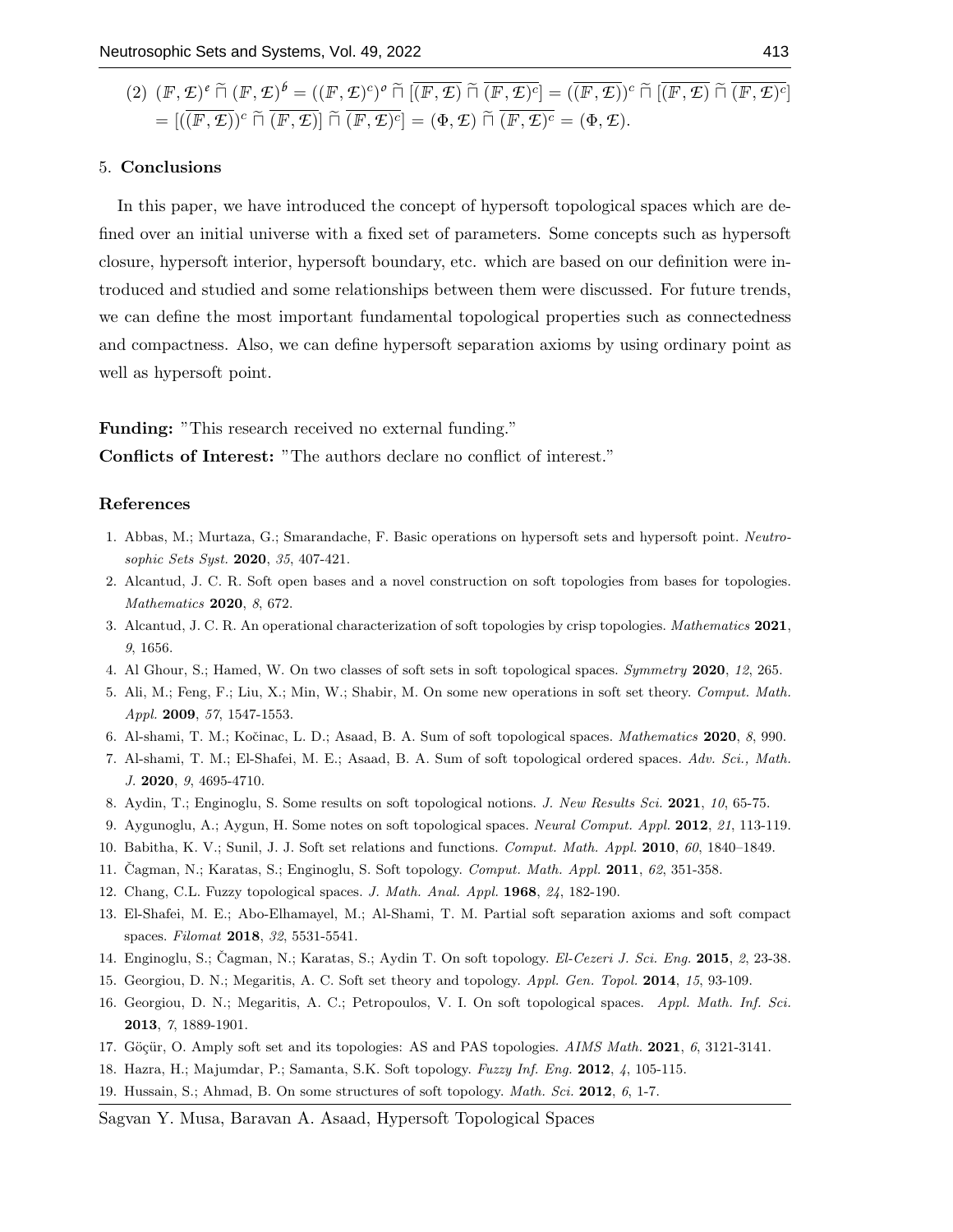(2) $(\mathbb{F},\mathcal{E})^{e} \,\widetilde{\sqcap}\, (\mathbb{F},\mathcal{E})^{b} = ((\mathbb{F},\mathcal{E})^{c})^{o} \,\widetilde{\sqcap}\, [\overline{(\mathbb{F},\mathcal{E})} \,\widetilde{\sqcap}\, \overline{(\mathbb{F},\mathcal{E})^{c}}] = (\overline{(\mathbb{F},\mathcal{E})})^{c} \,\widetilde{\sqcap}\, [\overline{(\mathbb{F},\mathcal{E})} \,\widetilde{\sqcap}\, \overline{(\mathbb{F},\mathcal{E})^{c}}]$
$= [(\overline{(\mathbb{F},\mathcal{E})})^{c} \,\widetilde{\sqcap}\, \overline{(\mathbb{F},\mathcal{E})}] \,\widetilde{\sqcap}\, \overline{(\mathbb{F},\mathcal{E})^{c}}] = (\Phi,\mathcal{E}) \,\widetilde{\sqcap}\, \overline{(\mathbb{F},\mathcal{E})^{c}} = (\Phi,\mathcal{E}).$

## 5. Conclusions

In this paper, we have introduced the concept of hypersoft topological spaces which are defined over an initial universe with a fixed set of parameters. Some concepts such as hypersoft closure, hypersoft interior, hypersoft boundary, etc. which are based on our definition were introduced and studied and some relationships between them were discussed. For future trends, we can define the most important fundamental topological properties such as connectedness and compactness. Also, we can define hypersoft separation axioms by using ordinary point as well as hypersoft point.

**Funding:** "This research received no external funding."

**Conflicts of Interest:** "The authors declare no conflict of interest."

## References

1. Abbas, M.; Murtaza, G.; Smarandache, F. Basic operations on hypersoft sets and hypersoft point. *Neutrosophic Sets Syst.* **2020**, *35*, 407-421.
2. Alcantud, J. C. R. Soft open bases and a novel construction on soft topologies from bases for topologies. *Mathematics* **2020**, *8*, 672.
3. Alcantud, J. C. R. An operational characterization of soft topologies by crisp topologies. *Mathematics* **2021**, *9*, 1656.
4. Al Ghour, S.; Hamed, W. On two classes of soft sets in soft topological spaces. *Symmetry* **2020**, *12*, 265.
5. Ali, M.; Feng, F.; Liu, X.; Min, W.; Shabir, M. On some new operations in soft set theory. *Comput. Math. Appl.* **2009**, *57*, 1547-1553.
6. Al-shami, T. M.; Kočinac, L. D.; Asaad, B. A. Sum of soft topological spaces. *Mathematics* **2020**, *8*, 990.
7. Al-shami, T. M.; El-Shafei, M. E.; Asaad, B. A. Sum of soft topological ordered spaces. *Adv. Sci., Math. J.* **2020**, *9*, 4695-4710.
8. Aydin, T.; Enginoglu, S. Some results on soft topological notions. *J. New Results Sci.* **2021**, *10*, 65-75.
9. Aygunoglu, A.; Aygun, H. Some notes on soft topological spaces. *Neural Comput. Appl.* **2012**, *21*, 113-119.
10. Babitha, K. V.; Sunil, J. J. Soft set relations and functions. *Comput. Math. Appl.* **2010**, *60*, 1840–1849.
11. Čagman, N.; Karatas, S.; Enginoglu, S. Soft topology. *Comput. Math. Appl.* **2011**, *62*, 351-358.
12. Chang, C.L. Fuzzy topological spaces. *J. Math. Anal. Appl.* **1968**, *24*, 182-190.
13. El-Shafei, M. E.; Abo-Elhamayel, M.; Al-Shami, T. M. Partial soft separation axioms and soft compact spaces. *Filomat* **2018**, *32*, 5531-5541.
14. Enginoglu, S.; Čagman, N.; Karatas, S.; Aydin T. On soft topology. *El-Cezeri J. Sci. Eng.* **2015**, *2*, 23-38.
15. Georgiou, D. N.; Megaritis, A. C. Soft set theory and topology. *Appl. Gen. Topol.* **2014**, *15*, 93-109.
16. Georgiou, D. N.; Megaritis, A. C.; Petropoulos, V. I. On soft topological spaces. *Appl. Math. Inf. Sci.* **2013**, *7*, 1889-1901.
17. Göçür, O. Amply soft set and its topologies: AS and PAS topologies. *AIMS Math.* **2021**, *6*, 3121-3141.
18. Hazra, H.; Majumdar, P.; Samanta, S.K. Soft topology. *Fuzzy Inf. Eng.* **2012**, *4*, 105-115.
19. Hussain, S.; Ahmad, B. On some structures of soft topology. *Math. Sci.* **2012**, *6*, 1-7.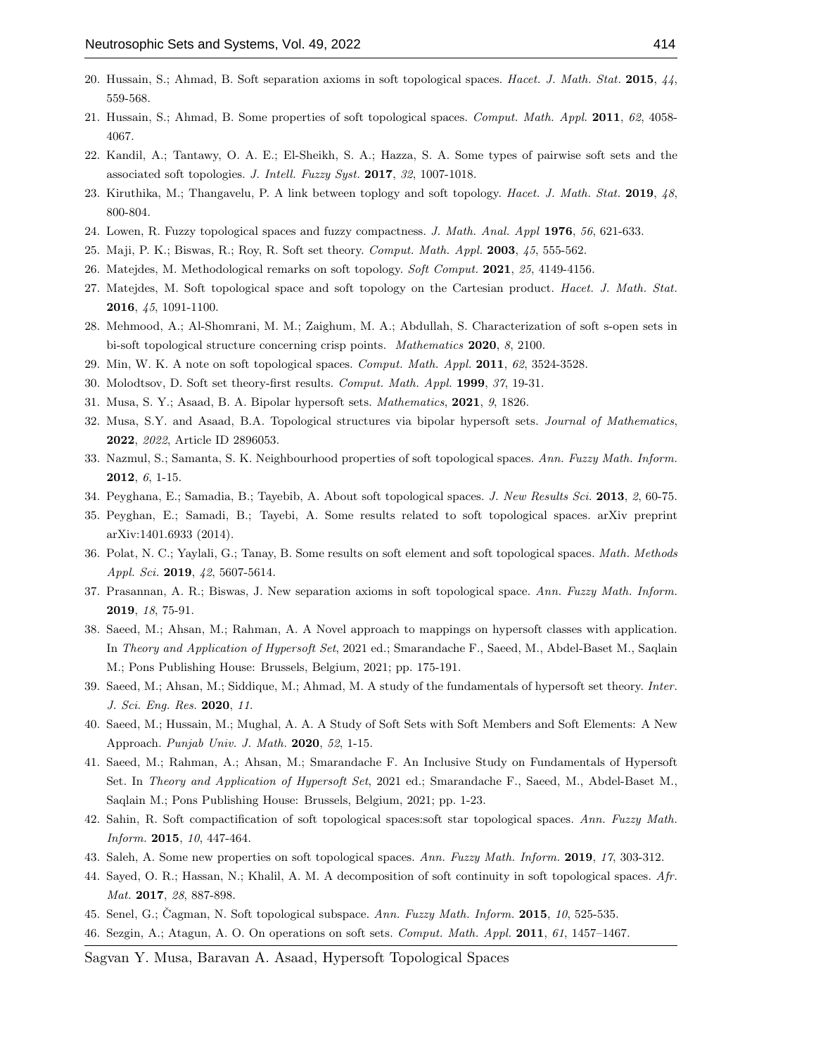20. Hussain, S.; Ahmad, B. Soft separation axioms in soft topological spaces. *Hacet. J. Math. Stat.* **2015**, *44*, 559-568.
21. Hussain, S.; Ahmad, B. Some properties of soft topological spaces. *Comput. Math. Appl.* **2011**, *62*, 4058-4067.
22. Kandil, A.; Tantawy, O. A. E.; El-Sheikh, S. A.; Hazza, S. A. Some types of pairwise soft sets and the associated soft topologies. *J. Intell. Fuzzy Syst.* **2017**, *32*, 1007-1018.
23. Kiruthika, M.; Thangavelu, P. A link between toplogy and soft topology. *Hacet. J. Math. Stat.* **2019**, *48*, 800-804.
24. Lowen, R. Fuzzy topological spaces and fuzzy compactness. *J. Math. Anal. Appl* **1976**, *56*, 621-633.
25. Maji, P. K.; Biswas, R.; Roy, R. Soft set theory. *Comput. Math. Appl.* **2003**, *45*, 555-562.
26. Matejdes, M. Methodological remarks on soft topology. *Soft Comput.* **2021**, *25*, 4149-4156.
27. Matejdes, M. Soft topological space and soft topology on the Cartesian product. *Hacet. J. Math. Stat.* **2016**, *45*, 1091-1100.
28. Mehmood, A.; Al-Shomrani, M. M.; Zaighum, M. A.; Abdullah, S. Characterization of soft s-open sets in bi-soft topological structure concerning crisp points. *Mathematics* **2020**, *8*, 2100.
29. Min, W. K. A note on soft topological spaces. *Comput. Math. Appl.* **2011**, *62*, 3524-3528.
30. Molodtsov, D. Soft set theory-first results. *Comput. Math. Appl.* **1999**, *37*, 19-31.
31. Musa, S. Y.; Asaad, B. A. Bipolar hypersoft sets. *Mathematics*, **2021**, *9*, 1826.
32. Musa, S.Y. and Asaad, B.A. Topological structures via bipolar hypersoft sets. *Journal of Mathematics*, **2022**, *2022*, Article ID 2896053.
33. Nazmul, S.; Samanta, S. K. Neighbourhood properties of soft topological spaces. *Ann. Fuzzy Math. Inform.* **2012**, *6*, 1-15.
34. Peyghana, E.; Samadia, B.; Tayebib, A. About soft topological spaces. *J. New Results Sci.* **2013**, *2*, 60-75.
35. Peyghan, E.; Samadi, B.; Tayebi, A. Some results related to soft topological spaces. arXiv preprint arXiv:1401.6933 (2014).
36. Polat, N. C.; Yaylali, G.; Tanay, B. Some results on soft element and soft topological spaces. *Math. Methods Appl. Sci.* **2019**, *42*, 5607-5614.
37. Prasannan, A. R.; Biswas, J. New separation axioms in soft topological space. *Ann. Fuzzy Math. Inform.* **2019**, *18*, 75-91.
38. Saeed, M.; Ahsan, M.; Rahman, A. A Novel approach to mappings on hypersoft classes with application. In *Theory and Application of Hypersoft Set*, 2021 ed.; Smarandache F., Saeed, M., Abdel-Baset M., Saqlain M.; Pons Publishing House: Brussels, Belgium, 2021; pp. 175-191.
39. Saeed, M.; Ahsan, M.; Siddique, M.; Ahmad, M. A study of the fundamentals of hypersoft set theory. *Inter. J. Sci. Eng. Res.* **2020**, *11*.
40. Saeed, M.; Hussain, M.; Mughal, A. A. A Study of Soft Sets with Soft Members and Soft Elements: A New Approach. *Punjab Univ. J. Math.* **2020**, *52*, 1-15.
41. Saeed, M.; Rahman, A.; Ahsan, M.; Smarandache F. An Inclusive Study on Fundamentals of Hypersoft Set. In *Theory and Application of Hypersoft Set*, 2021 ed.; Smarandache F., Saeed, M., Abdel-Baset M., Saqlain M.; Pons Publishing House: Brussels, Belgium, 2021; pp. 1-23.
42. Sahin, R. Soft compactification of soft topological spaces:soft star topological spaces. *Ann. Fuzzy Math. Inform.* **2015**, *10*, 447-464.
43. Saleh, A. Some new properties on soft topological spaces. *Ann. Fuzzy Math. Inform.* **2019**, *17*, 303-312.
44. Sayed, O. R.; Hassan, N.; Khalil, A. M. A decomposition of soft continuity in soft topological spaces. *Afr. Mat.* **2017**, *28*, 887-898.
45. Senel, G.; Čagman, N. Soft topological subspace. *Ann. Fuzzy Math. Inform.* **2015**, *10*, 525-535.
46. Sezgin, A.; Atagun, A. O. On operations on soft sets. *Comput. Math. Appl.* **2011**, *61*, 1457–1467.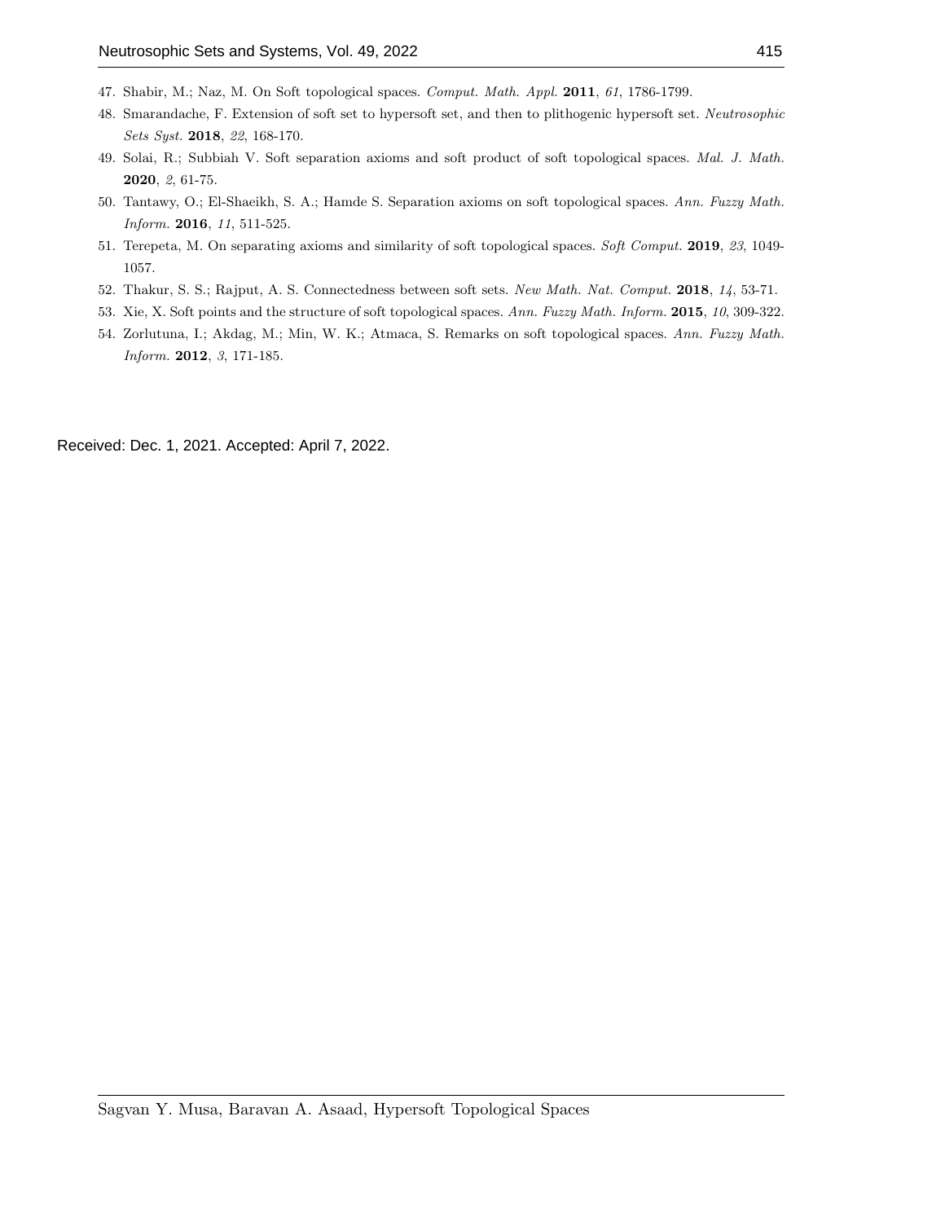47. Shabir, M.; Naz, M. On Soft topological spaces. *Comput. Math. Appl.* **2011**, *61*, 1786-1799.
48. Smarandache, F. Extension of soft set to hypersoft set, and then to plithogenic hypersoft set. *Neutrosophic Sets Syst.* **2018**, *22*, 168-170.
49. Solai, R.; Subbiah V. Soft separation axioms and soft product of soft topological spaces. *Mal. J. Math.* **2020**, *2*, 61-75.
50. Tantawy, O.; El-Shaeikh, S. A.; Hamde S. Separation axioms on soft topological spaces. *Ann. Fuzzy Math. Inform.* **2016**, *11*, 511-525.
51. Terepeta, M. On separating axioms and similarity of soft topological spaces. *Soft Comput.* **2019**, *23*, 1049-1057.
52. Thakur, S. S.; Rajput, A. S. Connectedness between soft sets. *New Math. Nat. Comput.* **2018**, *14*, 53-71.
53. Xie, X. Soft points and the structure of soft topological spaces. *Ann. Fuzzy Math. Inform.* **2015**, *10*, 309-322.
54. Zorlutuna, I.; Akdag, M.; Min, W. K.; Atmaca, S. Remarks on soft topological spaces. *Ann. Fuzzy Math. Inform.* **2012**, *3*, 171-185.

Received: Dec. 1, 2021. Accepted: April 7, 2022.